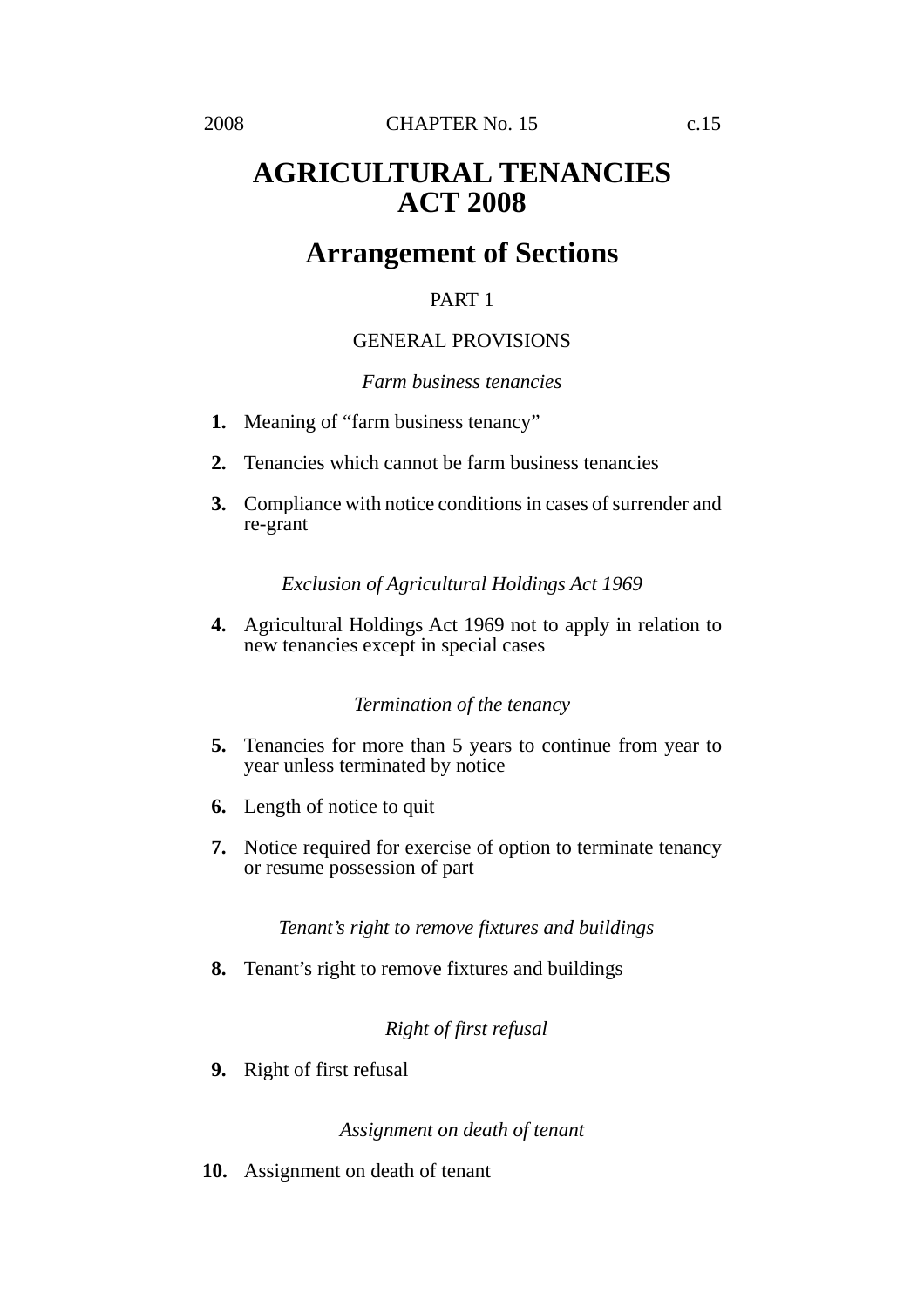# AGRICULTURAL TENANCIES ACT 2008

## Arrangement of Sections

PART 1

GENERAL PROVISIONS

*Farm business tenancies*

**1.** Meaning of "farm business tenancy"

**2.** Tenancies which cannot be farm business tenancies

**3.** Compliance with notice conditions in cases of surrender and re-grant

*Exclusion of Agricultural Holdings Act 1969*

**4.** Agricultural Holdings Act 1969 not to apply in relation to new tenancies except in special cases

*Termination of the tenancy*

**5.** Tenancies for more than 5 years to continue from year to year unless terminated by notice

**6.** Length of notice to quit

**7.** Notice required for exercise of option to terminate tenancy or resume possession of part

*Tenant's right to remove fixtures and buildings*

**8.** Tenant's right to remove fixtures and buildings

*Right of first refusal*

**9.** Right of first refusal

*Assignment on death of tenant*

**10.** Assignment on death of tenant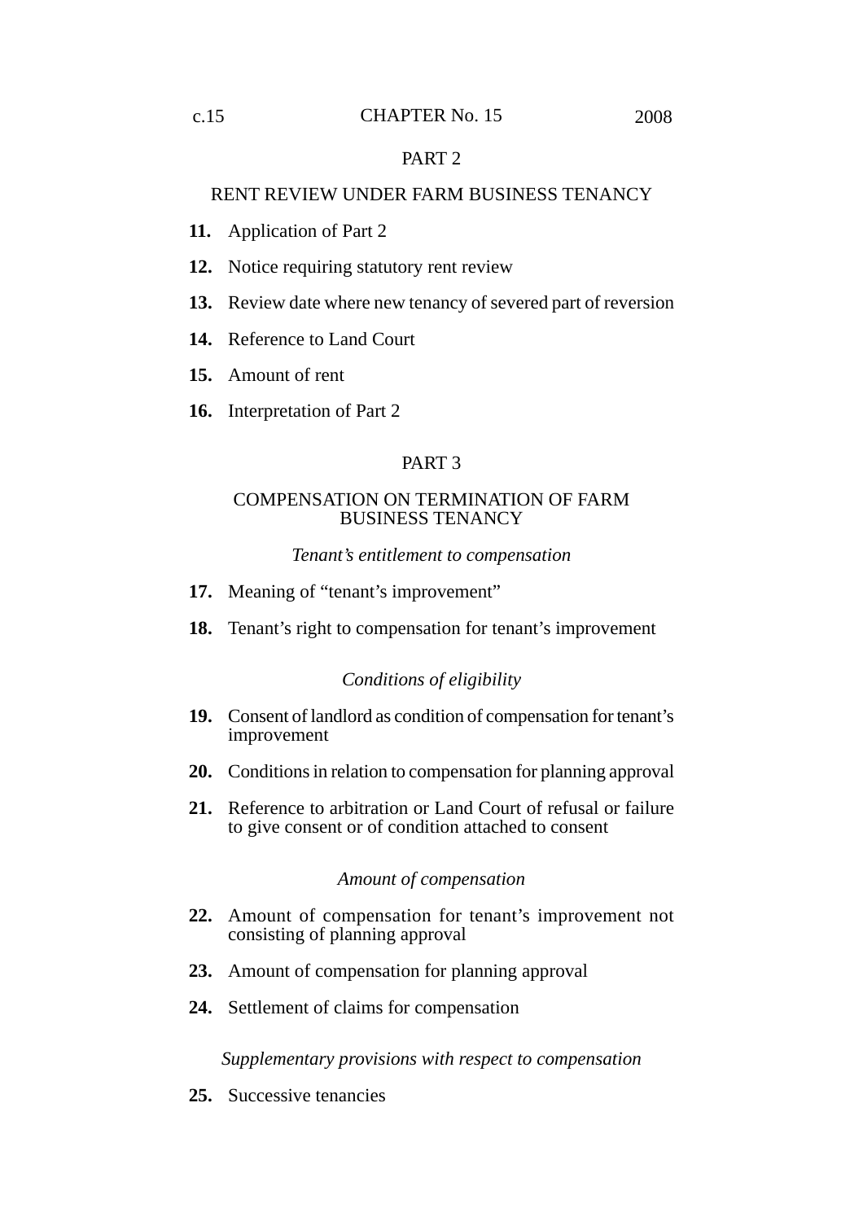## PART 2

## RENT REVIEW UNDER FARM BUSINESS TENANCY

**11.** Application of Part 2

**12.** Notice requiring statutory rent review

**13.** Review date where new tenancy of severed part of reversion

**14.** Reference to Land Court

**15.** Amount of rent

**16.** Interpretation of Part 2

## PART 3

## COMPENSATION ON TERMINATION OF FARM BUSINESS TENANCY

*Tenant's entitlement to compensation*

**17.** Meaning of "tenant's improvement"

**18.** Tenant's right to compensation for tenant's improvement

*Conditions of eligibility*

**19.** Consent of landlord as condition of compensation for tenant's improvement

**20.** Conditions in relation to compensation for planning approval

**21.** Reference to arbitration or Land Court of refusal or failure to give consent or of condition attached to consent

*Amount of compensation*

**22.** Amount of compensation for tenant's improvement not consisting of planning approval

**23.** Amount of compensation for planning approval

**24.** Settlement of claims for compensation

*Supplementary provisions with respect to compensation*

**25.** Successive tenancies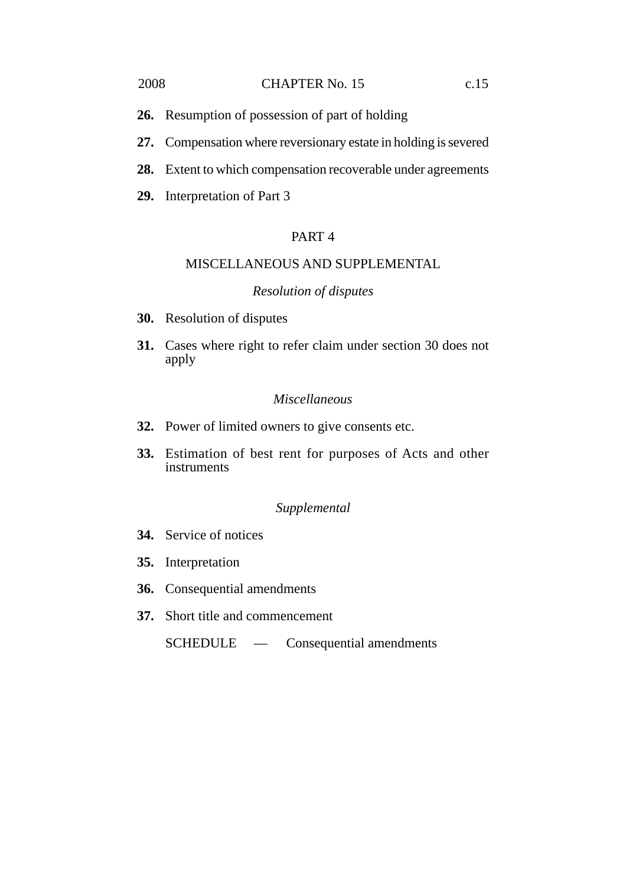**26.** Resumption of possession of part of holding

**27.** Compensation where reversionary estate in holding is severed

**28.** Extent to which compensation recoverable under agreements

**29.** Interpretation of Part 3

## PART 4

## MISCELLANEOUS AND SUPPLEMENTAL

*Resolution of disputes*

**30.** Resolution of disputes

**31.** Cases where right to refer claim under section 30 does not apply

*Miscellaneous*

**32.** Power of limited owners to give consents etc.

**33.** Estimation of best rent for purposes of Acts and other instruments

*Supplemental*

**34.** Service of notices

**35.** Interpretation

**36.** Consequential amendments

**37.** Short title and commencement

SCHEDULE — Consequential amendments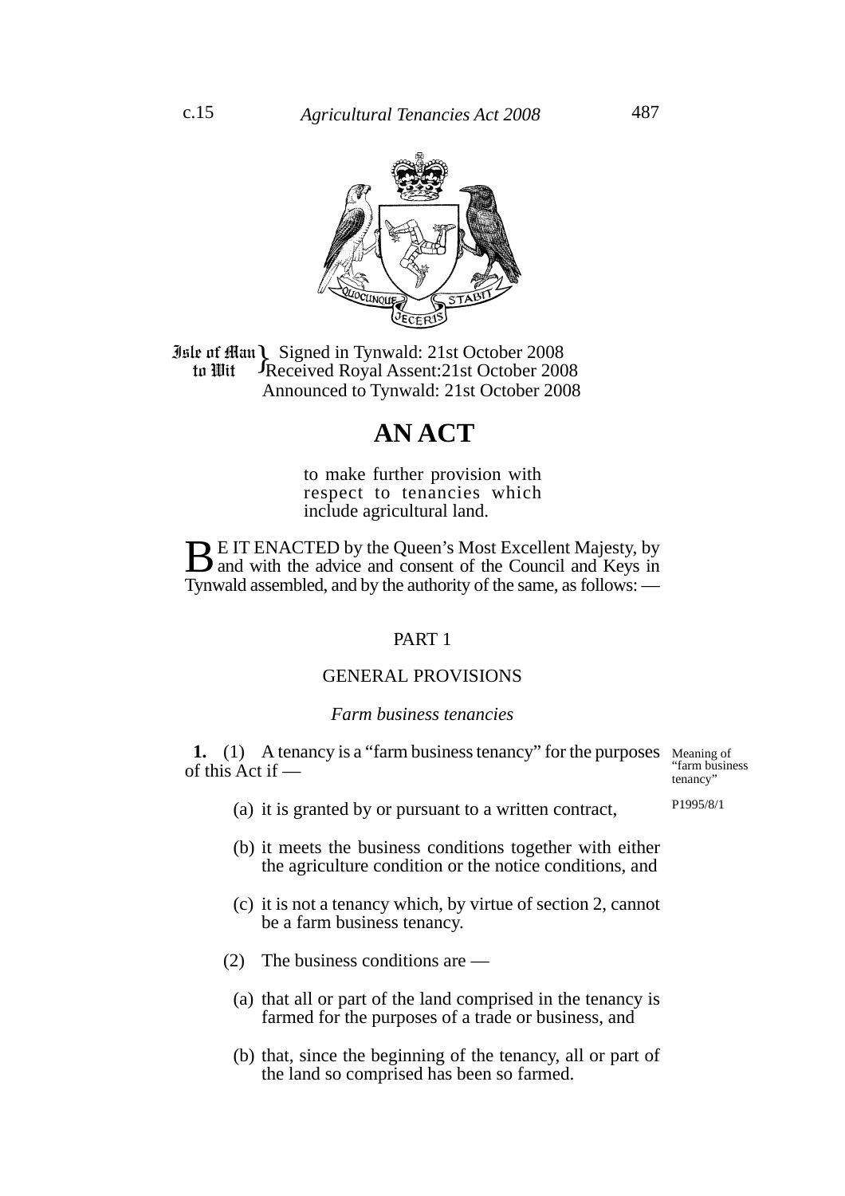Isle of Man to Wit } Signed in Tynwald: 21st October 2008
Received Royal Assent: 21st October 2008
Announced to Tynwald: 21st October 2008

# AN ACT

to make further provision with respect to tenancies which include agricultural land.

BE IT ENACTED by the Queen's Most Excellent Majesty, by and with the advice and consent of the Council and Keys in Tynwald assembled, and by the authority of the same, as follows: —

## PART 1

## GENERAL PROVISIONS

### *Farm business tenancies*

Meaning of "farm business tenancy"

P1995/8/1

**1.** (1) A tenancy is a "farm business tenancy" for the purposes of this Act if —

(a) it is granted by or pursuant to a written contract,

(b) it meets the business conditions together with either the agriculture condition or the notice conditions, and

(c) it is not a tenancy which, by virtue of section 2, cannot be a farm business tenancy.

(2) The business conditions are —

(a) that all or part of the land comprised in the tenancy is farmed for the purposes of a trade or business, and

(b) that, since the beginning of the tenancy, all or part of the land so comprised has been so farmed.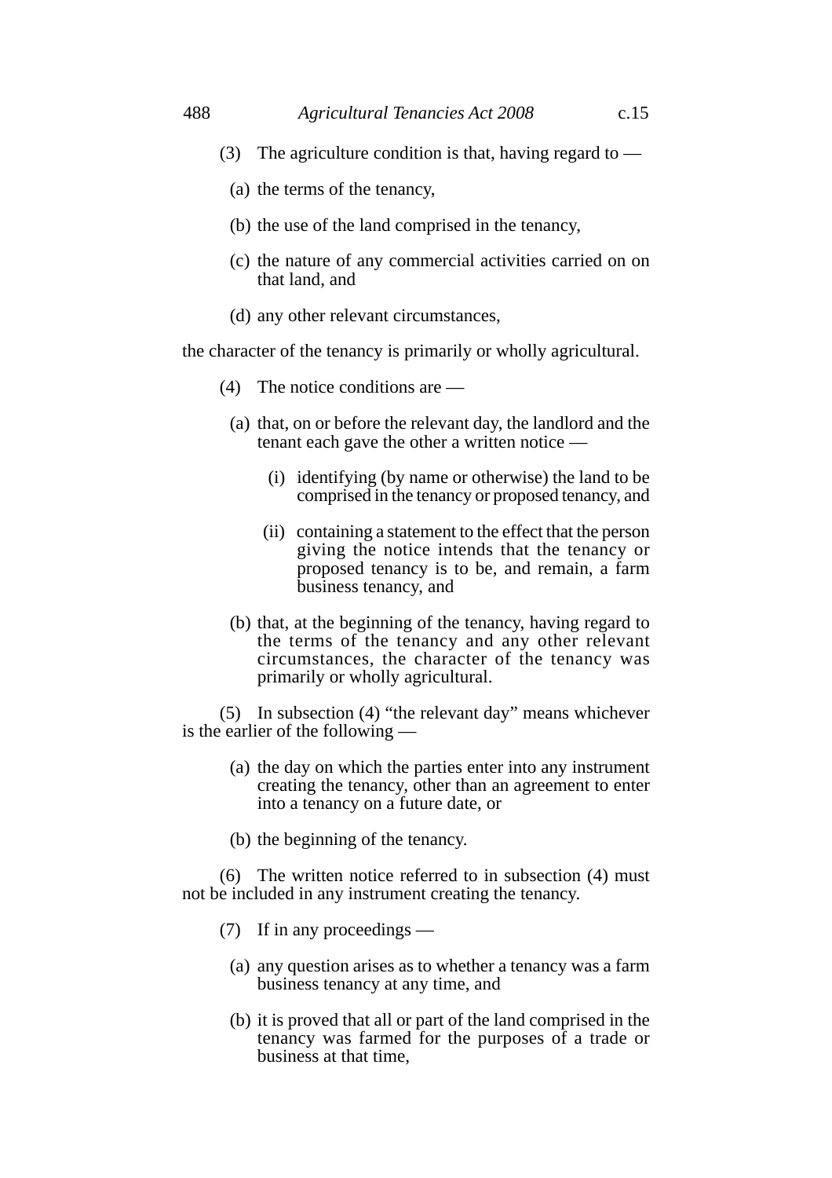(3) The agriculture condition is that, having regard to —

(a) the terms of the tenancy,

(b) the use of the land comprised in the tenancy,

(c) the nature of any commercial activities carried on on that land, and

(d) any other relevant circumstances,

the character of the tenancy is primarily or wholly agricultural.

(4) The notice conditions are —

(a) that, on or before the relevant day, the landlord and the tenant each gave the other a written notice —

(i) identifying (by name or otherwise) the land to be comprised in the tenancy or proposed tenancy, and

(ii) containing a statement to the effect that the person giving the notice intends that the tenancy or proposed tenancy is to be, and remain, a farm business tenancy, and

(b) that, at the beginning of the tenancy, having regard to the terms of the tenancy and any other relevant circumstances, the character of the tenancy was primarily or wholly agricultural.

(5) In subsection (4) "the relevant day" means whichever is the earlier of the following —

(a) the day on which the parties enter into any instrument creating the tenancy, other than an agreement to enter into a tenancy on a future date, or

(b) the beginning of the tenancy.

(6) The written notice referred to in subsection (4) must not be included in any instrument creating the tenancy.

(7) If in any proceedings —

(a) any question arises as to whether a tenancy was a farm business tenancy at any time, and

(b) it is proved that all or part of the land comprised in the tenancy was farmed for the purposes of a trade or business at that time,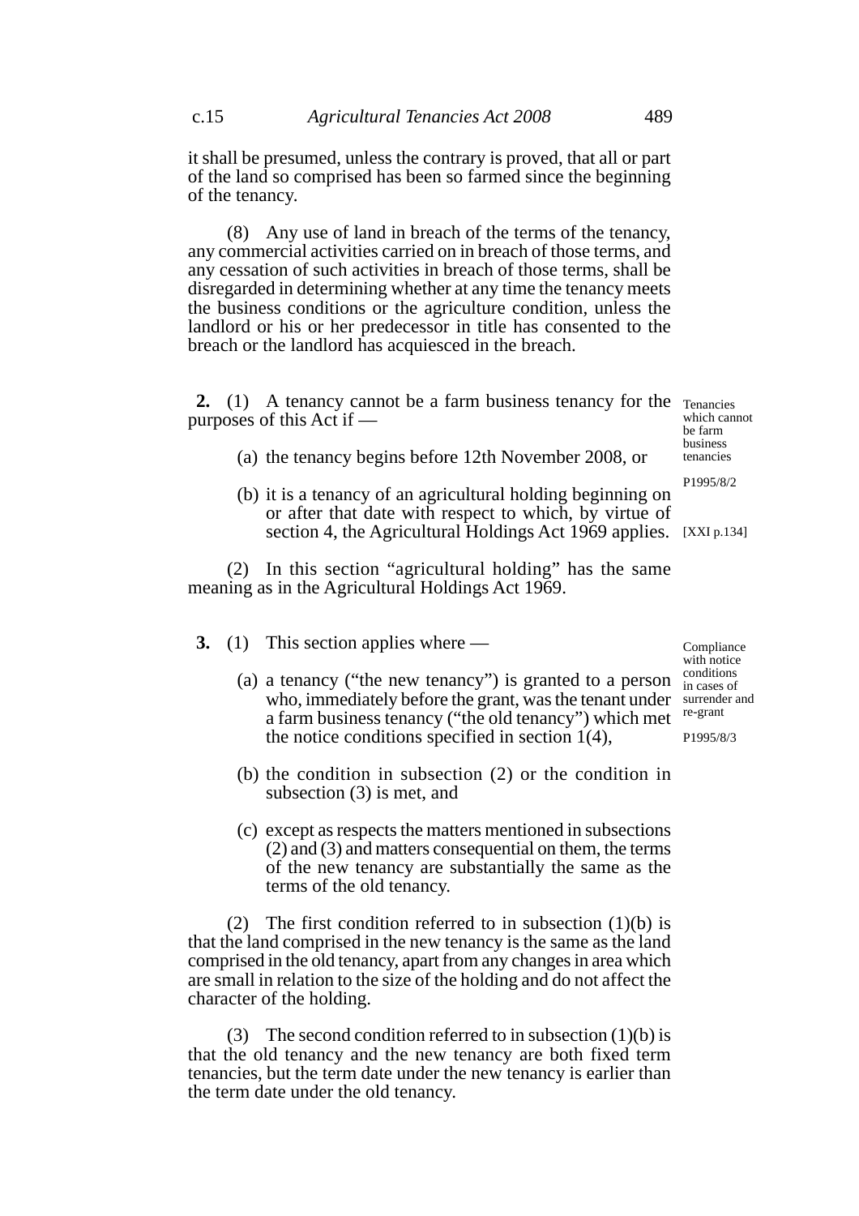it shall be presumed, unless the contrary is proved, that all or part of the land so comprised has been so farmed since the beginning of the tenancy.

(8) Any use of land in breach of the terms of the tenancy, any commercial activities carried on in breach of those terms, and any cessation of such activities in breach of those terms, shall be disregarded in determining whether at any time the tenancy meets the business conditions or the agriculture condition, unless the landlord or his or her predecessor in title has consented to the breach or the landlord has acquiesced in the breach.

Tenancies which cannot be farm business tenancies

P1995/8/2

**2.** (1) A tenancy cannot be a farm business tenancy for the purposes of this Act if —

(a) the tenancy begins before 12th November 2008, or

(b) it is a tenancy of an agricultural holding beginning on or after that date with respect to which, by virtue of section 4, the Agricultural Holdings Act 1969 applies. [XXI p.134]

(2) In this section "agricultural holding" has the same meaning as in the Agricultural Holdings Act 1969.

Compliance with notice conditions in cases of surrender and re-grant

P1995/8/3

**3.** (1) This section applies where —

(a) a tenancy ("the new tenancy") is granted to a person who, immediately before the grant, was the tenant under a farm business tenancy ("the old tenancy") which met the notice conditions specified in section 1(4),

(b) the condition in subsection (2) or the condition in subsection (3) is met, and

(c) except as respects the matters mentioned in subsections (2) and (3) and matters consequential on them, the terms of the new tenancy are substantially the same as the terms of the old tenancy.

(2) The first condition referred to in subsection (1)(b) is that the land comprised in the new tenancy is the same as the land comprised in the old tenancy, apart from any changes in area which are small in relation to the size of the holding and do not affect the character of the holding.

(3) The second condition referred to in subsection (1)(b) is that the old tenancy and the new tenancy are both fixed term tenancies, but the term date under the new tenancy is earlier than the term date under the old tenancy.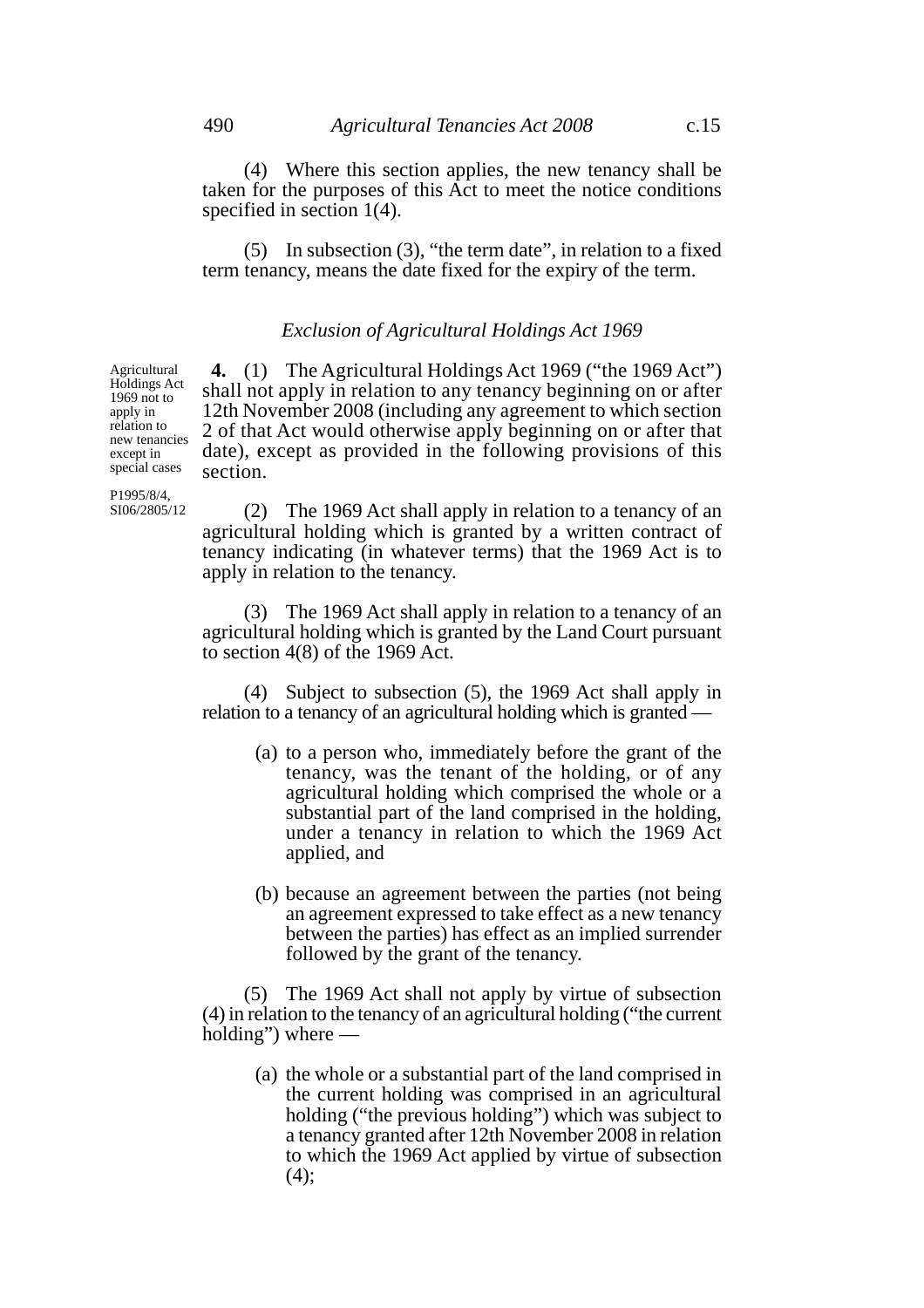(4) Where this section applies, the new tenancy shall be taken for the purposes of this Act to meet the notice conditions specified in section 1(4).

(5) In subsection (3), "the term date", in relation to a fixed term tenancy, means the date fixed for the expiry of the term.

*Exclusion of Agricultural Holdings Act 1969*

Agricultural Holdings Act 1969 not to apply in relation to new tenancies except in special cases

P1995/8/4, SI06/2805/12

**4.** (1) The Agricultural Holdings Act 1969 ("the 1969 Act") shall not apply in relation to any tenancy beginning on or after 12th November 2008 (including any agreement to which section 2 of that Act would otherwise apply beginning on or after that date), except as provided in the following provisions of this section.

(2) The 1969 Act shall apply in relation to a tenancy of an agricultural holding which is granted by a written contract of tenancy indicating (in whatever terms) that the 1969 Act is to apply in relation to the tenancy.

(3) The 1969 Act shall apply in relation to a tenancy of an agricultural holding which is granted by the Land Court pursuant to section 4(8) of the 1969 Act.

(4) Subject to subsection (5), the 1969 Act shall apply in relation to a tenancy of an agricultural holding which is granted —

(a) to a person who, immediately before the grant of the tenancy, was the tenant of the holding, or of any agricultural holding which comprised the whole or a substantial part of the land comprised in the holding, under a tenancy in relation to which the 1969 Act applied, and

(b) because an agreement between the parties (not being an agreement expressed to take effect as a new tenancy between the parties) has effect as an implied surrender followed by the grant of the tenancy.

(5) The 1969 Act shall not apply by virtue of subsection (4) in relation to the tenancy of an agricultural holding ("the current holding") where —

(a) the whole or a substantial part of the land comprised in the current holding was comprised in an agricultural holding ("the previous holding") which was subject to a tenancy granted after 12th November 2008 in relation to which the 1969 Act applied by virtue of subsection (4);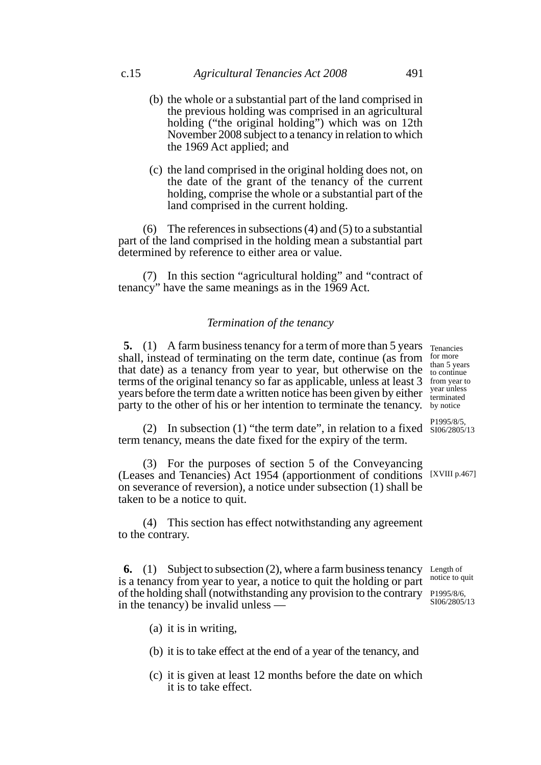(b) the whole or a substantial part of the land comprised in the previous holding was comprised in an agricultural holding ("the original holding") which was on 12th November 2008 subject to a tenancy in relation to which the 1969 Act applied; and

(c) the land comprised in the original holding does not, on the date of the grant of the tenancy of the current holding, comprise the whole or a substantial part of the land comprised in the current holding.

(6) The references in subsections (4) and (5) to a substantial part of the land comprised in the holding mean a substantial part determined by reference to either area or value.

(7) In this section "agricultural holding" and "contract of tenancy" have the same meanings as in the 1969 Act.

### *Termination of the tenancy*

**5.** (1) A farm business tenancy for a term of more than 5 years shall, instead of terminating on the term date, continue (as from that date) as a tenancy from year to year, but otherwise on the terms of the original tenancy so far as applicable, unless at least 3 years before the term date a written notice has been given by either party to the other of his or her intention to terminate the tenancy.

Tenancies for more than 5 years to continue from year to year unless terminated by notice

P1995/8/5, SI06/2805/13

(2) In subsection (1) "the term date", in relation to a fixed term tenancy, means the date fixed for the expiry of the term.

(3) For the purposes of section 5 of the Conveyancing (Leases and Tenancies) Act 1954 (apportionment of conditions on severance of reversion), a notice under subsection (1) shall be taken to be a notice to quit.

[XVIII p.467]

(4) This section has effect notwithstanding any agreement to the contrary.

**6.** (1) Subject to subsection (2), where a farm business tenancy is a tenancy from year to year, a notice to quit the holding or part of the holding shall (notwithstanding any provision to the contrary in the tenancy) be invalid unless —

Length of notice to quit

P1995/8/6, SI06/2805/13

(a) it is in writing,

(b) it is to take effect at the end of a year of the tenancy, and

(c) it is given at least 12 months before the date on which it is to take effect.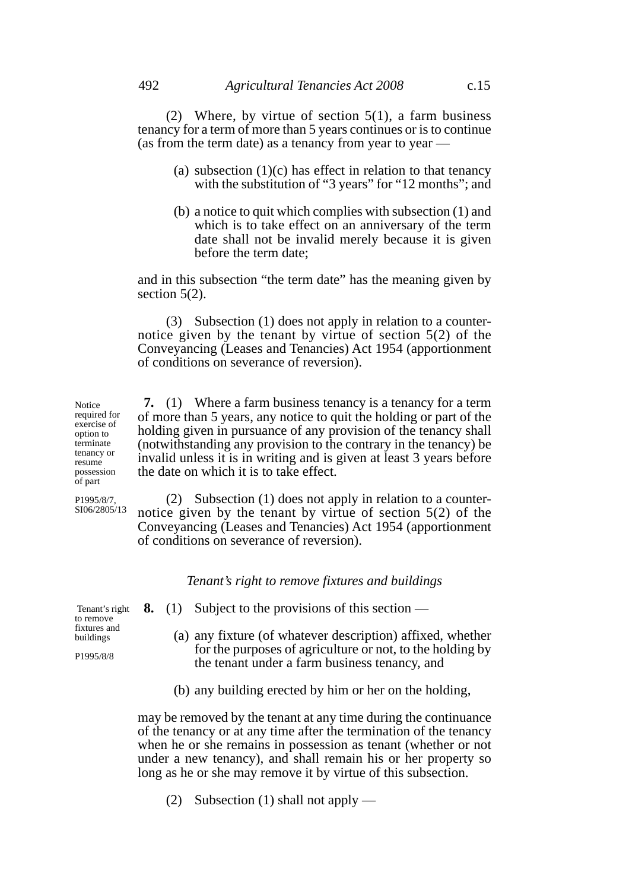(2) Where, by virtue of section 5(1), a farm business tenancy for a term of more than 5 years continues or is to continue (as from the term date) as a tenancy from year to year —

(a) subsection (1)(c) has effect in relation to that tenancy with the substitution of "3 years" for "12 months"; and

(b) a notice to quit which complies with subsection (1) and which is to take effect on an anniversary of the term date shall not be invalid merely because it is given before the term date;

and in this subsection "the term date" has the meaning given by section 5(2).

(3) Subsection (1) does not apply in relation to a counter-notice given by the tenant by virtue of section 5(2) of the Conveyancing (Leases and Tenancies) Act 1954 (apportionment of conditions on severance of reversion).

*Notice required for exercise of option to terminate tenancy or resume possession of part*

*P1995/8/7, SI06/2805/13*

**7.** (1) Where a farm business tenancy is a tenancy for a term of more than 5 years, any notice to quit the holding or part of the holding given in pursuance of any provision of the tenancy shall (notwithstanding any provision to the contrary in the tenancy) be invalid unless it is in writing and is given at least 3 years before the date on which it is to take effect.

(2) Subsection (1) does not apply in relation to a counter-notice given by the tenant by virtue of section 5(2) of the Conveyancing (Leases and Tenancies) Act 1954 (apportionment of conditions on severance of reversion).

### *Tenant's right to remove fixtures and buildings*

*Tenant's right to remove fixtures and buildings*

*P1995/8/8*

**8.** (1) Subject to the provisions of this section —

(a) any fixture (of whatever description) affixed, whether for the purposes of agriculture or not, to the holding by the tenant under a farm business tenancy, and

(b) any building erected by him or her on the holding,

may be removed by the tenant at any time during the continuance of the tenancy or at any time after the termination of the tenancy when he or she remains in possession as tenant (whether or not under a new tenancy), and shall remain his or her property so long as he or she may remove it by virtue of this subsection.

(2) Subsection (1) shall not apply —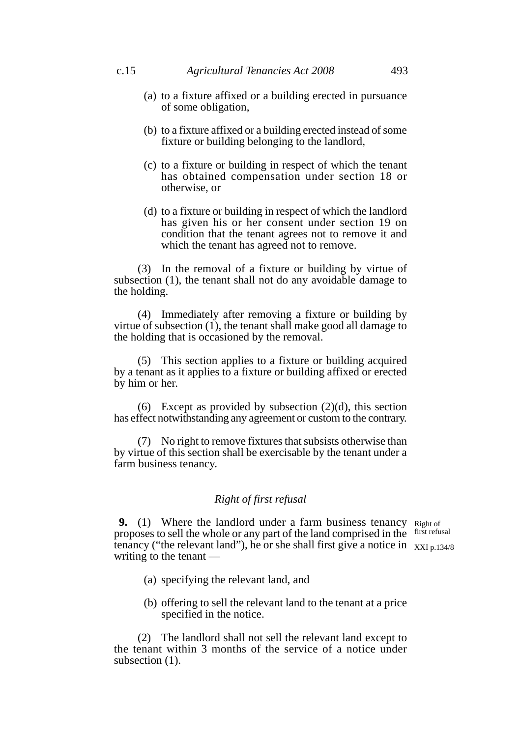(a) to a fixture affixed or a building erected in pursuance of some obligation,

(b) to a fixture affixed or a building erected instead of some fixture or building belonging to the landlord,

(c) to a fixture or building in respect of which the tenant has obtained compensation under section 18 or otherwise, or

(d) to a fixture or building in respect of which the landlord has given his or her consent under section 19 on condition that the tenant agrees not to remove it and which the tenant has agreed not to remove.

(3) In the removal of a fixture or building by virtue of subsection (1), the tenant shall not do any avoidable damage to the holding.

(4) Immediately after removing a fixture or building by virtue of subsection (1), the tenant shall make good all damage to the holding that is occasioned by the removal.

(5) This section applies to a fixture or building acquired by a tenant as it applies to a fixture or building affixed or erected by him or her.

(6) Except as provided by subsection (2)(d), this section has effect notwithstanding any agreement or custom to the contrary.

(7) No right to remove fixtures that subsists otherwise than by virtue of this section shall be exercisable by the tenant under a farm business tenancy.

### *Right of first refusal*

Right of first refusal

XXI p.134/8

**9.** (1) Where the landlord under a farm business tenancy proposes to sell the whole or any part of the land comprised in the tenancy ("the relevant land"), he or she shall first give a notice in writing to the tenant —

(a) specifying the relevant land, and

(b) offering to sell the relevant land to the tenant at a price specified in the notice.

(2) The landlord shall not sell the relevant land except to the tenant within 3 months of the service of a notice under subsection (1).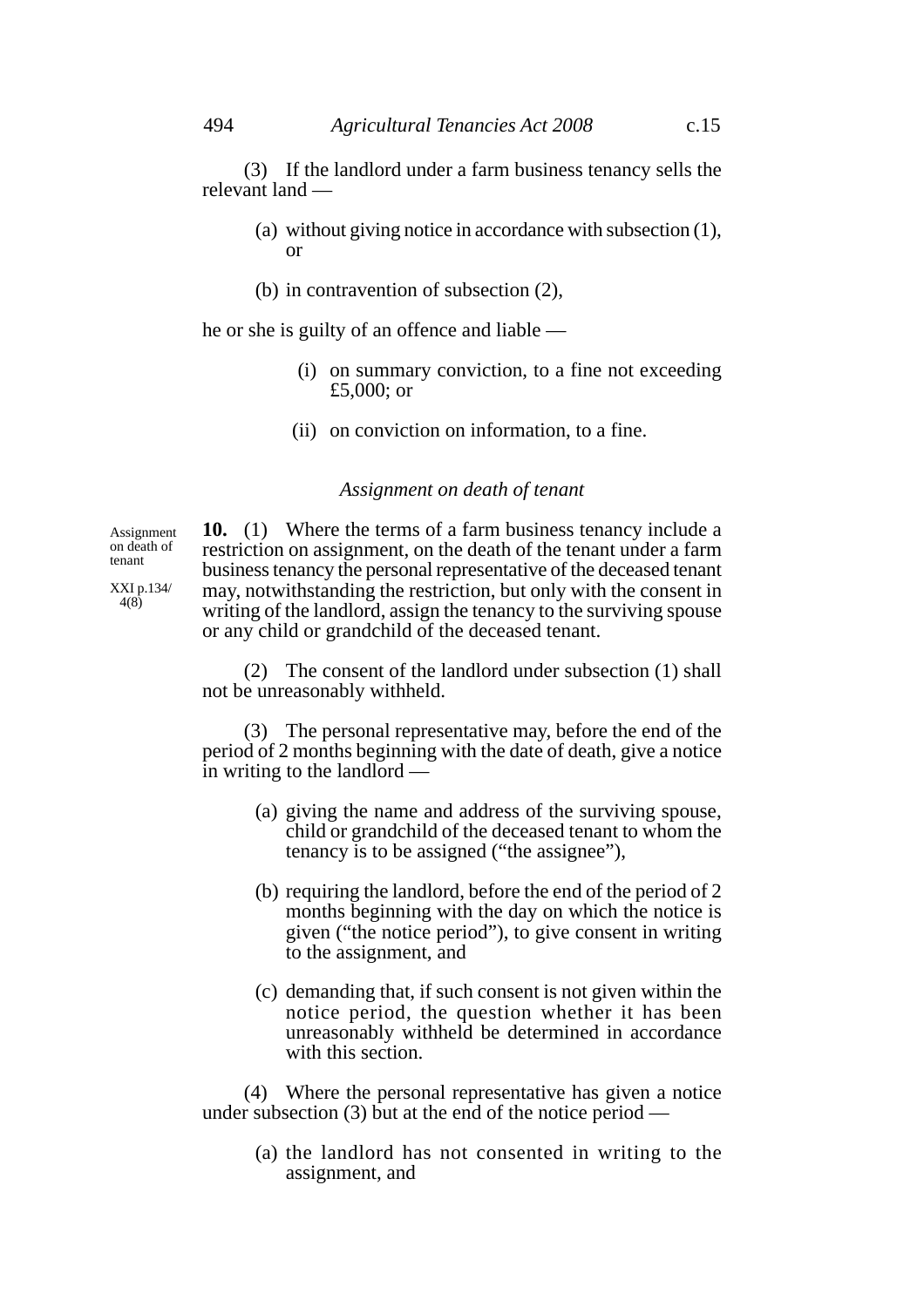(3) If the landlord under a farm business tenancy sells the relevant land —

(a) without giving notice in accordance with subsection (1), or

(b) in contravention of subsection (2),

he or she is guilty of an offence and liable —

(i) on summary conviction, to a fine not exceeding £5,000; or

(ii) on conviction on information, to a fine.

*Assignment on death of tenant*

Assignment on death of tenant

XXI p.134/ 4(8)

**10.** (1) Where the terms of a farm business tenancy include a restriction on assignment, on the death of the tenant under a farm business tenancy the personal representative of the deceased tenant may, notwithstanding the restriction, but only with the consent in writing of the landlord, assign the tenancy to the surviving spouse or any child or grandchild of the deceased tenant.

(2) The consent of the landlord under subsection (1) shall not be unreasonably withheld.

(3) The personal representative may, before the end of the period of 2 months beginning with the date of death, give a notice in writing to the landlord —

(a) giving the name and address of the surviving spouse, child or grandchild of the deceased tenant to whom the tenancy is to be assigned ("the assignee"),

(b) requiring the landlord, before the end of the period of 2 months beginning with the day on which the notice is given ("the notice period"), to give consent in writing to the assignment, and

(c) demanding that, if such consent is not given within the notice period, the question whether it has been unreasonably withheld be determined in accordance with this section.

(4) Where the personal representative has given a notice under subsection (3) but at the end of the notice period —

(a) the landlord has not consented in writing to the assignment, and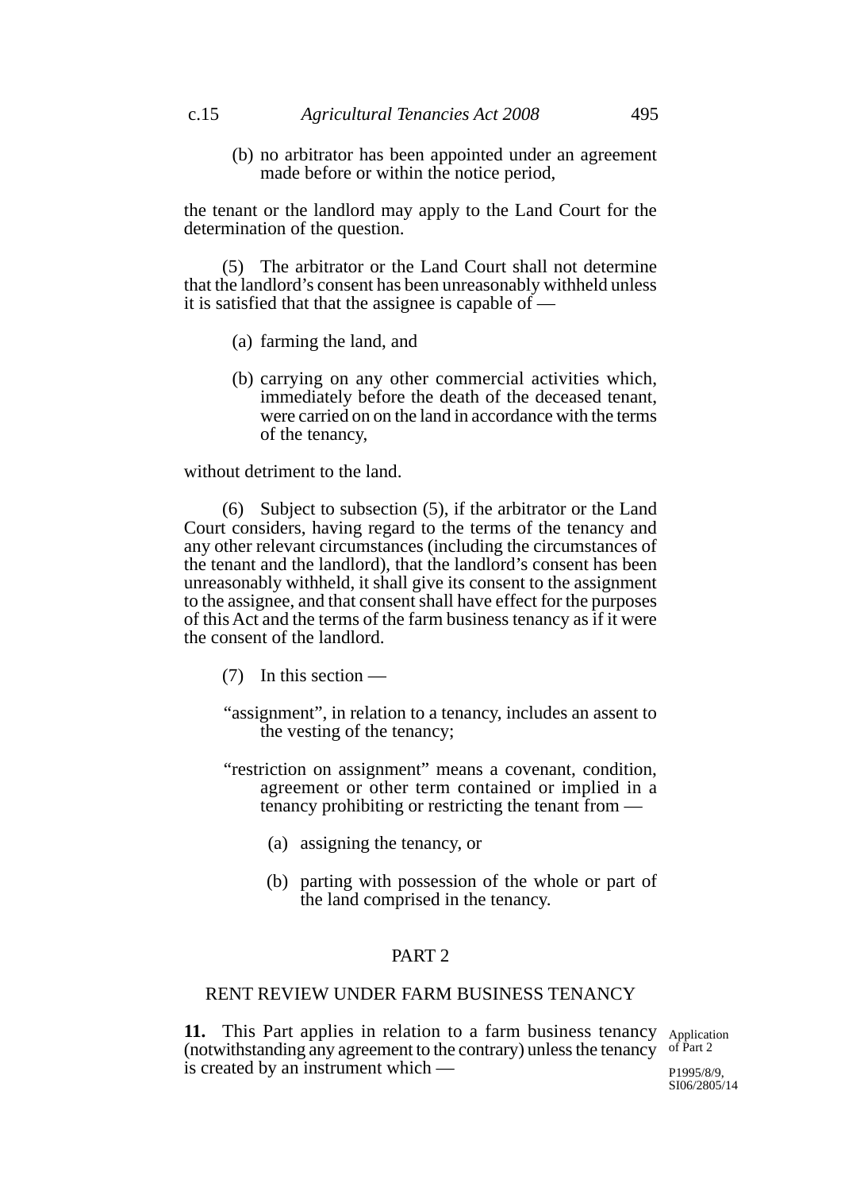(b) no arbitrator has been appointed under an agreement made before or within the notice period,

the tenant or the landlord may apply to the Land Court for the determination of the question.

(5) The arbitrator or the Land Court shall not determine that the landlord's consent has been unreasonably withheld unless it is satisfied that that the assignee is capable of —

(a) farming the land, and

(b) carrying on any other commercial activities which, immediately before the death of the deceased tenant, were carried on on the land in accordance with the terms of the tenancy,

without detriment to the land.

(6) Subject to subsection (5), if the arbitrator or the Land Court considers, having regard to the terms of the tenancy and any other relevant circumstances (including the circumstances of the tenant and the landlord), that the landlord's consent has been unreasonably withheld, it shall give its consent to the assignment to the assignee, and that consent shall have effect for the purposes of this Act and the terms of the farm business tenancy as if it were the consent of the landlord.

(7) In this section —

"assignment", in relation to a tenancy, includes an assent to the vesting of the tenancy;

"restriction on assignment" means a covenant, condition, agreement or other term contained or implied in a tenancy prohibiting or restricting the tenant from —

(a) assigning the tenancy, or

(b) parting with possession of the whole or part of the land comprised in the tenancy.

## PART 2

## RENT REVIEW UNDER FARM BUSINESS TENANCY

Application of Part 2

P1995/8/9, SI06/2805/14

**11.** This Part applies in relation to a farm business tenancy (notwithstanding any agreement to the contrary) unless the tenancy is created by an instrument which —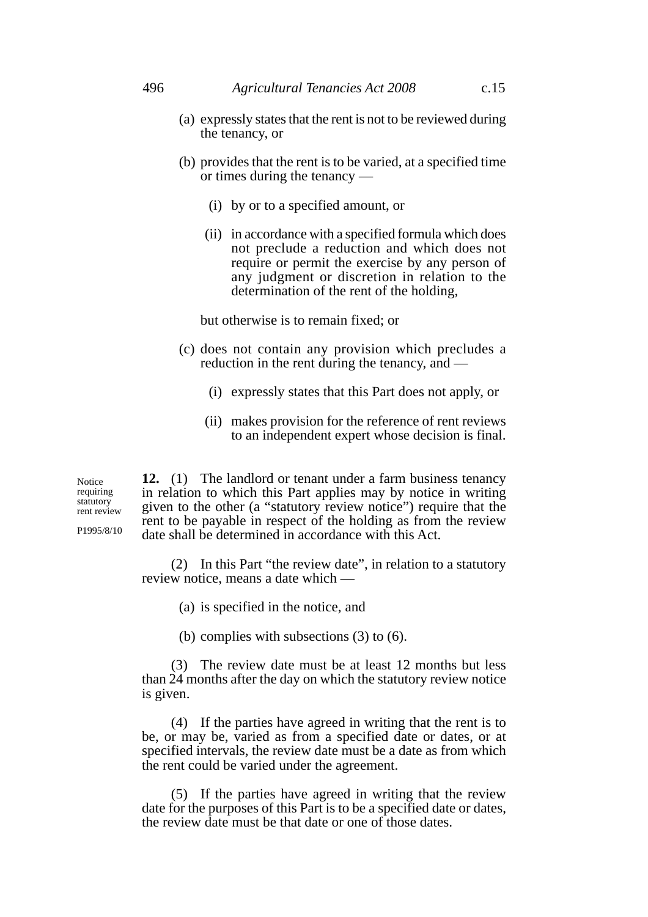(a) expressly states that the rent is not to be reviewed during the tenancy, or

(b) provides that the rent is to be varied, at a specified time or times during the tenancy —

 (i) by or to a specified amount, or

 (ii) in accordance with a specified formula which does not preclude a reduction and which does not require or permit the exercise by any person of any judgment or discretion in relation to the determination of the rent of the holding,

 but otherwise is to remain fixed; or

(c) does not contain any provision which precludes a reduction in the rent during the tenancy, and —

 (i) expressly states that this Part does not apply, or

 (ii) makes provision for the reference of rent reviews to an independent expert whose decision is final.

Notice requiring statutory rent review

P1995/8/10

**12.** (1) The landlord or tenant under a farm business tenancy in relation to which this Part applies may by notice in writing given to the other (a "statutory review notice") require that the rent to be payable in respect of the holding as from the review date shall be determined in accordance with this Act.

(2) In this Part "the review date", in relation to a statutory review notice, means a date which —

(a) is specified in the notice, and

(b) complies with subsections (3) to (6).

(3) The review date must be at least 12 months but less than 24 months after the day on which the statutory review notice is given.

(4) If the parties have agreed in writing that the rent is to be, or may be, varied as from a specified date or dates, or at specified intervals, the review date must be a date as from which the rent could be varied under the agreement.

(5) If the parties have agreed in writing that the review date for the purposes of this Part is to be a specified date or dates, the review date must be that date or one of those dates.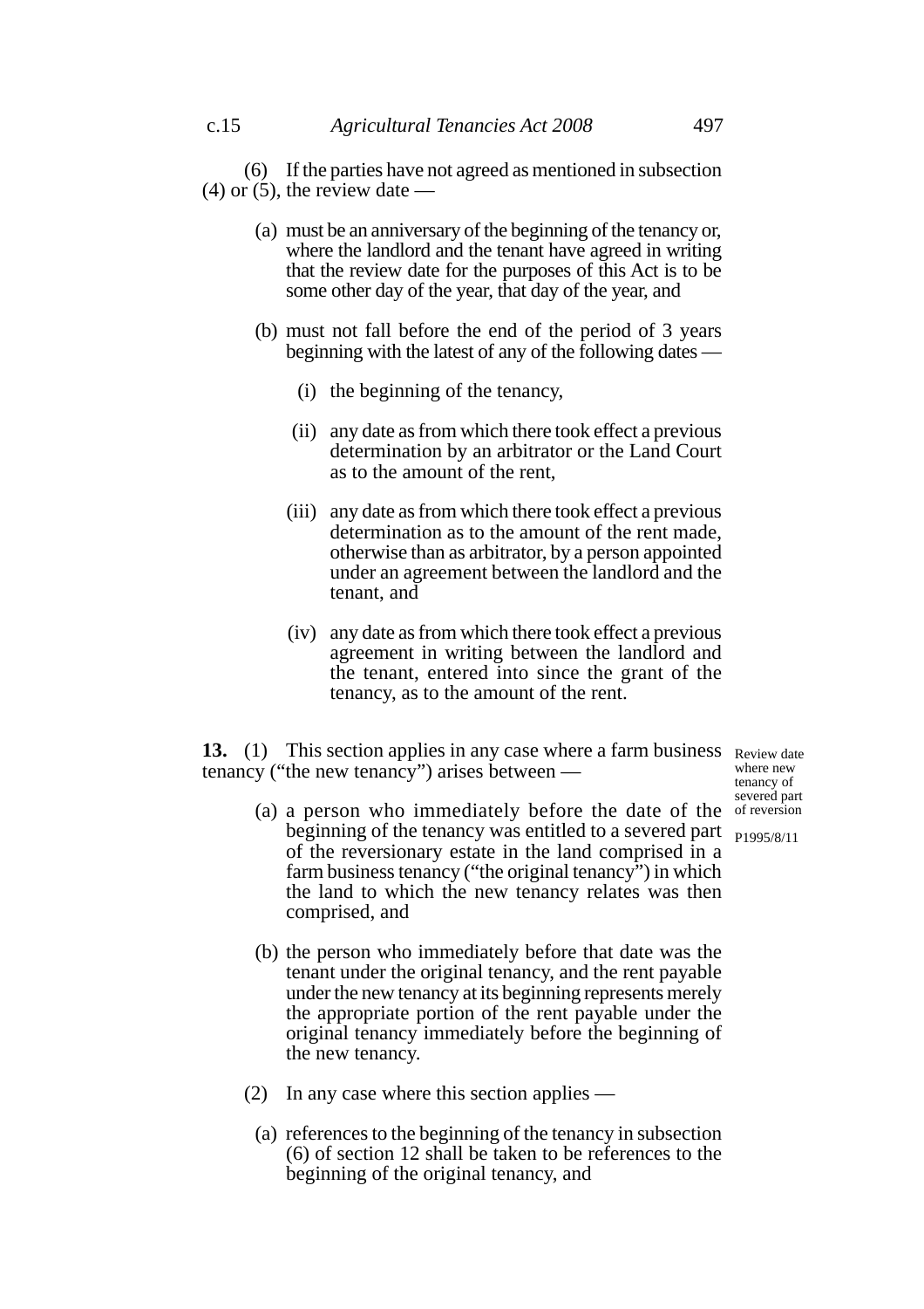(6) If the parties have not agreed as mentioned in subsection (4) or (5), the review date —

(a) must be an anniversary of the beginning of the tenancy or, where the landlord and the tenant have agreed in writing that the review date for the purposes of this Act is to be some other day of the year, that day of the year, and

(b) must not fall before the end of the period of 3 years beginning with the latest of any of the following dates —

(i) the beginning of the tenancy,

(ii) any date as from which there took effect a previous determination by an arbitrator or the Land Court as to the amount of the rent,

(iii) any date as from which there took effect a previous determination as to the amount of the rent made, otherwise than as arbitrator, by a person appointed under an agreement between the landlord and the tenant, and

(iv) any date as from which there took effect a previous agreement in writing between the landlord and the tenant, entered into since the grant of the tenancy, as to the amount of the rent.

Review date where new tenancy of severed part of reversion

P1995/8/11

**13.** (1) This section applies in any case where a farm business tenancy ("the new tenancy") arises between —

(a) a person who immediately before the date of the beginning of the tenancy was entitled to a severed part of the reversionary estate in the land comprised in a farm business tenancy ("the original tenancy") in which the land to which the new tenancy relates was then comprised, and

(b) the person who immediately before that date was the tenant under the original tenancy, and the rent payable under the new tenancy at its beginning represents merely the appropriate portion of the rent payable under the original tenancy immediately before the beginning of the new tenancy.

(2) In any case where this section applies —

(a) references to the beginning of the tenancy in subsection (6) of section 12 shall be taken to be references to the beginning of the original tenancy, and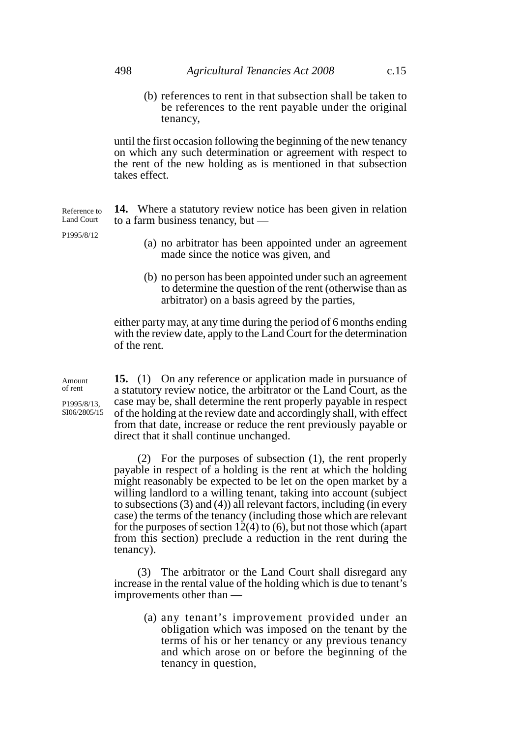(b) references to rent in that subsection shall be taken to be references to the rent payable under the original tenancy,

until the first occasion following the beginning of the new tenancy on which any such determination or agreement with respect to the rent of the new holding as is mentioned in that subsection takes effect.

Reference to Land Court

P1995/8/12

**14.** Where a statutory review notice has been given in relation to a farm business tenancy, but —

(a) no arbitrator has been appointed under an agreement made since the notice was given, and

(b) no person has been appointed under such an agreement to determine the question of the rent (otherwise than as arbitrator) on a basis agreed by the parties,

either party may, at any time during the period of 6 months ending with the review date, apply to the Land Court for the determination of the rent.

Amount of rent

P1995/8/13, SI06/2805/15

**15.** (1) On any reference or application made in pursuance of a statutory review notice, the arbitrator or the Land Court, as the case may be, shall determine the rent properly payable in respect of the holding at the review date and accordingly shall, with effect from that date, increase or reduce the rent previously payable or direct that it shall continue unchanged.

(2) For the purposes of subsection (1), the rent properly payable in respect of a holding is the rent at which the holding might reasonably be expected to be let on the open market by a willing landlord to a willing tenant, taking into account (subject to subsections (3) and (4)) all relevant factors, including (in every case) the terms of the tenancy (including those which are relevant for the purposes of section 12(4) to (6), but not those which (apart from this section) preclude a reduction in the rent during the tenancy).

(3) The arbitrator or the Land Court shall disregard any increase in the rental value of the holding which is due to tenant's improvements other than —

(a) any tenant's improvement provided under an obligation which was imposed on the tenant by the terms of his or her tenancy or any previous tenancy and which arose on or before the beginning of the tenancy in question,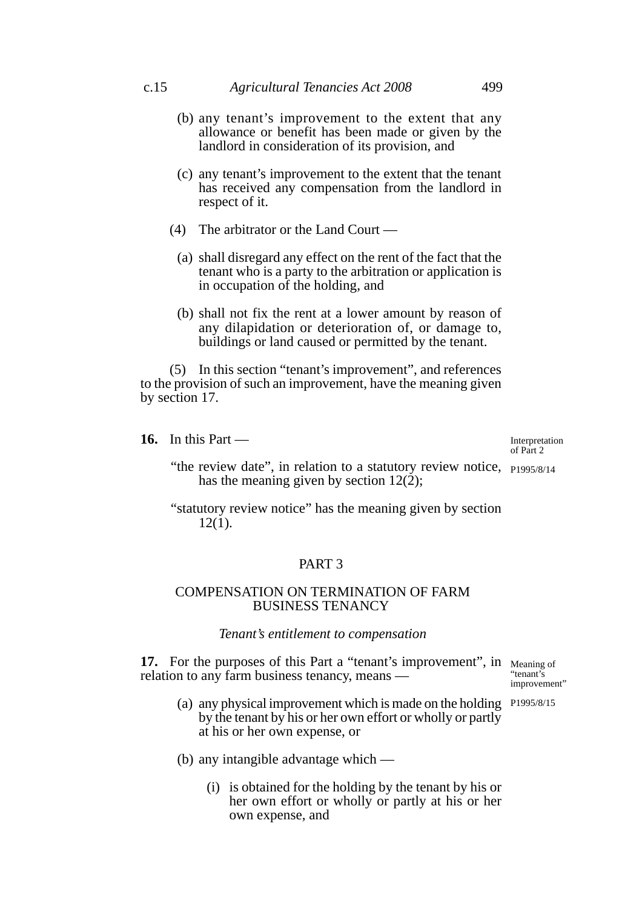(b) any tenant's improvement to the extent that any allowance or benefit has been made or given by the landlord in consideration of its provision, and

(c) any tenant's improvement to the extent that the tenant has received any compensation from the landlord in respect of it.

(4) The arbitrator or the Land Court —

(a) shall disregard any effect on the rent of the fact that the tenant who is a party to the arbitration or application is in occupation of the holding, and

(b) shall not fix the rent at a lower amount by reason of any dilapidation or deterioration of, or damage to, buildings or land caused or permitted by the tenant.

(5) In this section "tenant's improvement", and references to the provision of such an improvement, have the meaning given by section 17.

**16.** In this Part —

*Interpretation of Part 2*

*P1995/8/14*

"the review date", in relation to a statutory review notice, has the meaning given by section 12(2);

"statutory review notice" has the meaning given by section 12(1).

## PART 3

## COMPENSATION ON TERMINATION OF FARM BUSINESS TENANCY

### *Tenant's entitlement to compensation*

**17.** For the purposes of this Part a "tenant's improvement", in relation to any farm business tenancy, means —

*Meaning of "tenant's improvement"*

*P1995/8/15*

(a) any physical improvement which is made on the holding by the tenant by his or her own effort or wholly or partly at his or her own expense, or

(b) any intangible advantage which —

(i) is obtained for the holding by the tenant by his or her own effort or wholly or partly at his or her own expense, and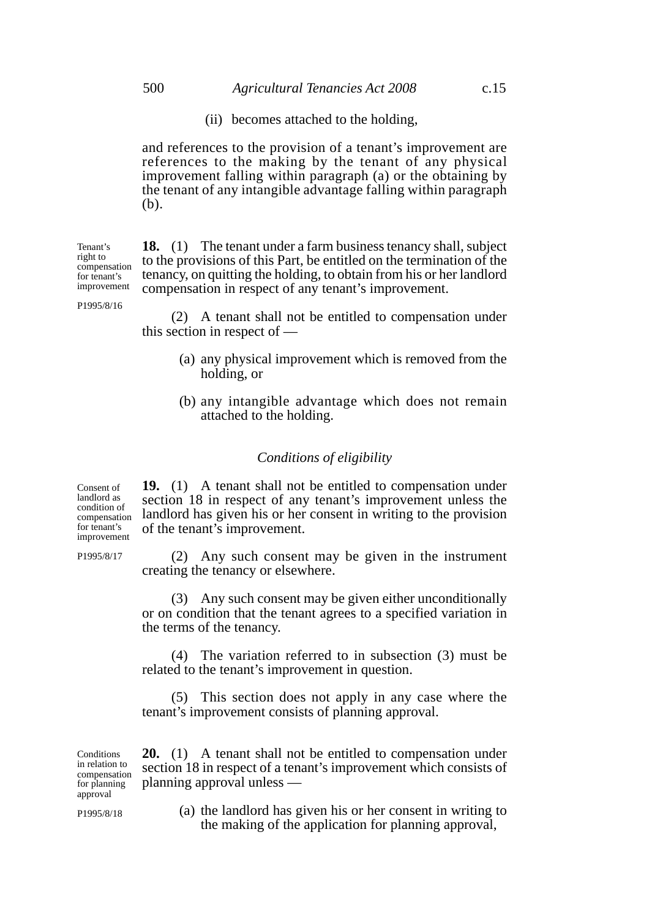(ii) becomes attached to the holding,

and references to the provision of a tenant's improvement are references to the making by the tenant of any physical improvement falling within paragraph (a) or the obtaining by the tenant of any intangible advantage falling within paragraph (b).

Tenant's right to compensation for tenant's improvement

P1995/8/16

**18.** (1) The tenant under a farm business tenancy shall, subject to the provisions of this Part, be entitled on the termination of the tenancy, on quitting the holding, to obtain from his or her landlord compensation in respect of any tenant's improvement.

(2) A tenant shall not be entitled to compensation under this section in respect of —

(a) any physical improvement which is removed from the holding, or

(b) any intangible advantage which does not remain attached to the holding.

*Conditions of eligibility*

Consent of landlord as condition of compensation for tenant's improvement

P1995/8/17

**19.** (1) A tenant shall not be entitled to compensation under section 18 in respect of any tenant's improvement unless the landlord has given his or her consent in writing to the provision of the tenant's improvement.

(2) Any such consent may be given in the instrument creating the tenancy or elsewhere.

(3) Any such consent may be given either unconditionally or on condition that the tenant agrees to a specified variation in the terms of the tenancy.

(4) The variation referred to in subsection (3) must be related to the tenant's improvement in question.

(5) This section does not apply in any case where the tenant's improvement consists of planning approval.

Conditions in relation to compensation for planning approval

P1995/8/18

**20.** (1) A tenant shall not be entitled to compensation under section 18 in respect of a tenant's improvement which consists of planning approval unless —

(a) the landlord has given his or her consent in writing to the making of the application for planning approval,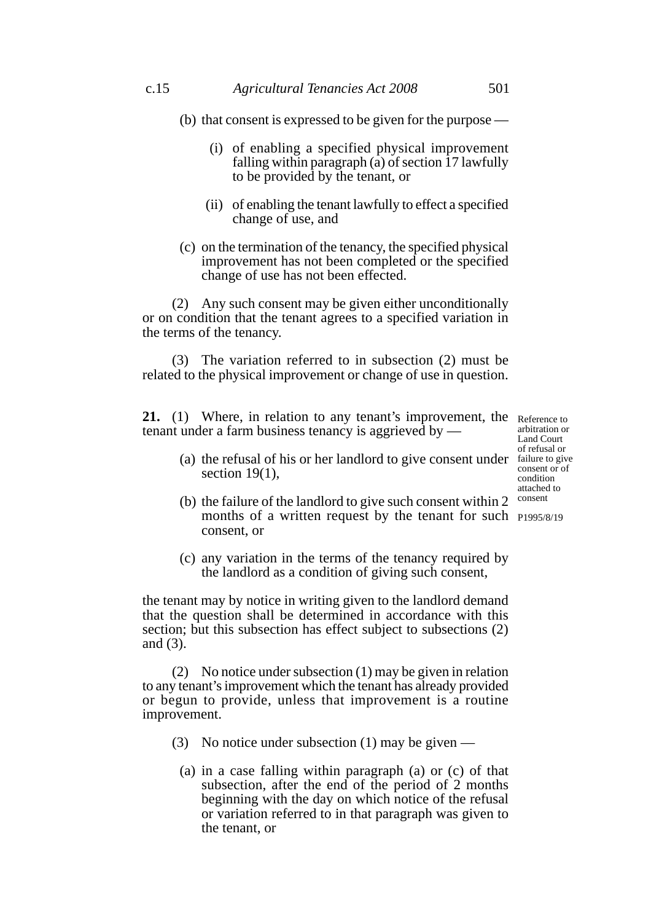(b) that consent is expressed to be given for the purpose —

(i) of enabling a specified physical improvement falling within paragraph (a) of section 17 lawfully to be provided by the tenant, or

(ii) of enabling the tenant lawfully to effect a specified change of use, and

(c) on the termination of the tenancy, the specified physical improvement has not been completed or the specified change of use has not been effected.

(2) Any such consent may be given either unconditionally or on condition that the tenant agrees to a specified variation in the terms of the tenancy.

(3) The variation referred to in subsection (2) must be related to the physical improvement or change of use in question.

*Reference to arbitration or Land Court of refusal or failure to give consent or of condition attached to consent*

*P1995/8/19*

**21.** (1) Where, in relation to any tenant's improvement, the tenant under a farm business tenancy is aggrieved by —

(a) the refusal of his or her landlord to give consent under section 19(1),

(b) the failure of the landlord to give such consent within 2 months of a written request by the tenant for such consent, or

(c) any variation in the terms of the tenancy required by the landlord as a condition of giving such consent,

the tenant may by notice in writing given to the landlord demand that the question shall be determined in accordance with this section; but this subsection has effect subject to subsections (2) and (3).

(2) No notice under subsection (1) may be given in relation to any tenant's improvement which the tenant has already provided or begun to provide, unless that improvement is a routine improvement.

(3) No notice under subsection (1) may be given —

(a) in a case falling within paragraph (a) or (c) of that subsection, after the end of the period of 2 months beginning with the day on which notice of the refusal or variation referred to in that paragraph was given to the tenant, or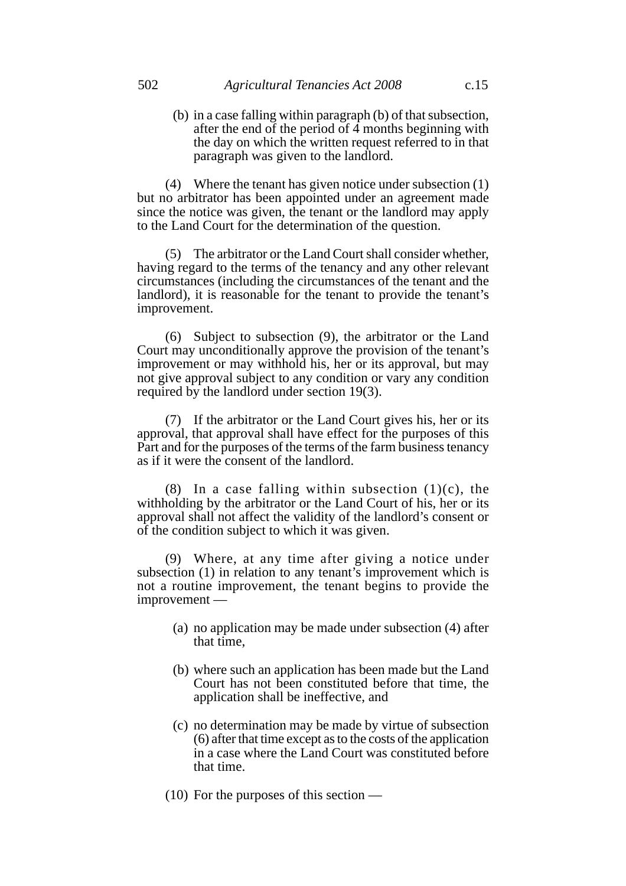(b) in a case falling within paragraph (b) of that subsection, after the end of the period of 4 months beginning with the day on which the written request referred to in that paragraph was given to the landlord.

(4) Where the tenant has given notice under subsection (1) but no arbitrator has been appointed under an agreement made since the notice was given, the tenant or the landlord may apply to the Land Court for the determination of the question.

(5) The arbitrator or the Land Court shall consider whether, having regard to the terms of the tenancy and any other relevant circumstances (including the circumstances of the tenant and the landlord), it is reasonable for the tenant to provide the tenant's improvement.

(6) Subject to subsection (9), the arbitrator or the Land Court may unconditionally approve the provision of the tenant's improvement or may withhold his, her or its approval, but may not give approval subject to any condition or vary any condition required by the landlord under section 19(3).

(7) If the arbitrator or the Land Court gives his, her or its approval, that approval shall have effect for the purposes of this Part and for the purposes of the terms of the farm business tenancy as if it were the consent of the landlord.

(8) In a case falling within subsection (1)(c), the withholding by the arbitrator or the Land Court of his, her or its approval shall not affect the validity of the landlord's consent or of the condition subject to which it was given.

(9) Where, at any time after giving a notice under subsection (1) in relation to any tenant's improvement which is not a routine improvement, the tenant begins to provide the improvement —

(a) no application may be made under subsection (4) after that time,

(b) where such an application has been made but the Land Court has not been constituted before that time, the application shall be ineffective, and

(c) no determination may be made by virtue of subsection (6) after that time except as to the costs of the application in a case where the Land Court was constituted before that time.

(10) For the purposes of this section —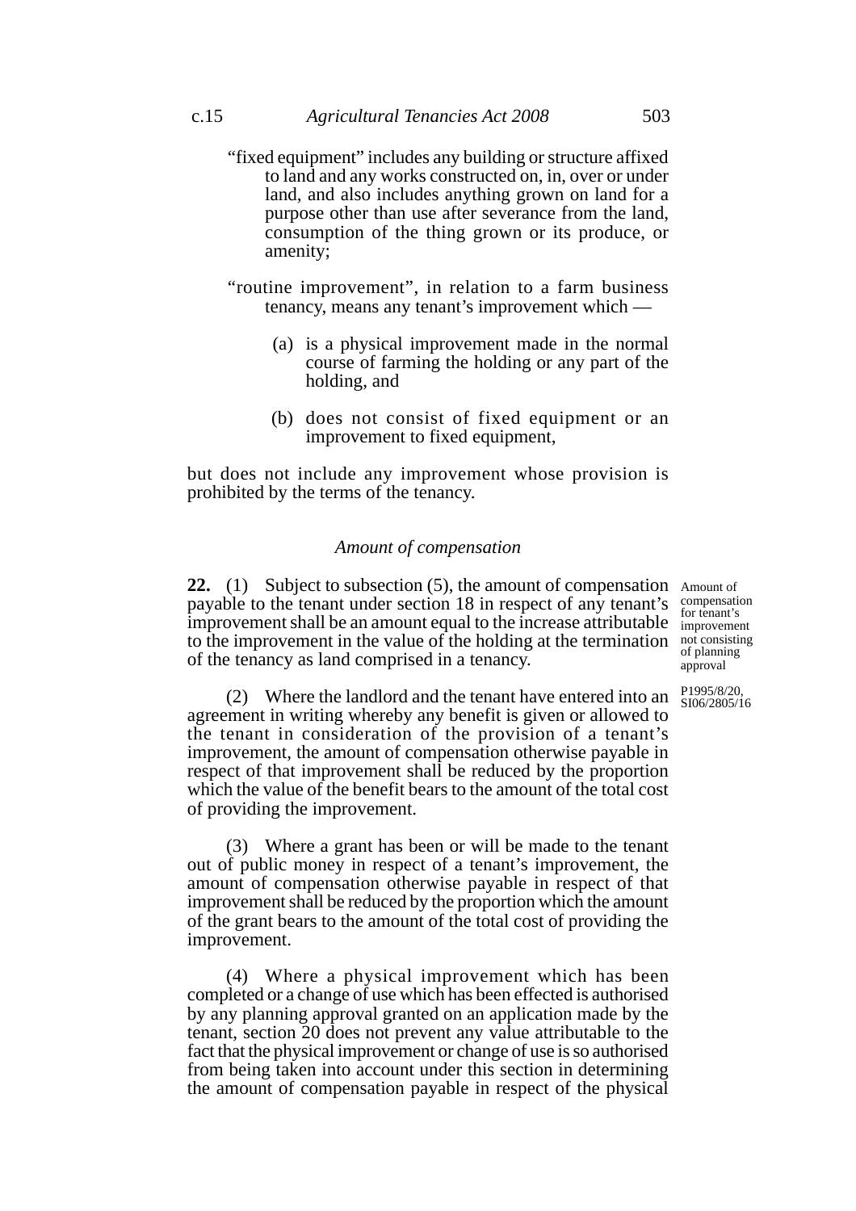"fixed equipment" includes any building or structure affixed to land and any works constructed on, in, over or under land, and also includes anything grown on land for a purpose other than use after severance from the land, consumption of the thing grown or its produce, or amenity;

"routine improvement", in relation to a farm business tenancy, means any tenant's improvement which —

(a) is a physical improvement made in the normal course of farming the holding or any part of the holding, and

(b) does not consist of fixed equipment or an improvement to fixed equipment,

but does not include any improvement whose provision is prohibited by the terms of the tenancy.

*Amount of compensation*

Amount of compensation for tenant's improvement not consisting of planning approval

P1995/8/20, SI06/2805/16

**22.** (1) Subject to subsection (5), the amount of compensation payable to the tenant under section 18 in respect of any tenant's improvement shall be an amount equal to the increase attributable to the improvement in the value of the holding at the termination of the tenancy as land comprised in a tenancy.

(2) Where the landlord and the tenant have entered into an agreement in writing whereby any benefit is given or allowed to the tenant in consideration of the provision of a tenant's improvement, the amount of compensation otherwise payable in respect of that improvement shall be reduced by the proportion which the value of the benefit bears to the amount of the total cost of providing the improvement.

(3) Where a grant has been or will be made to the tenant out of public money in respect of a tenant's improvement, the amount of compensation otherwise payable in respect of that improvement shall be reduced by the proportion which the amount of the grant bears to the amount of the total cost of providing the improvement.

(4) Where a physical improvement which has been completed or a change of use which has been effected is authorised by any planning approval granted on an application made by the tenant, section 20 does not prevent any value attributable to the fact that the physical improvement or change of use is so authorised from being taken into account under this section in determining the amount of compensation payable in respect of the physical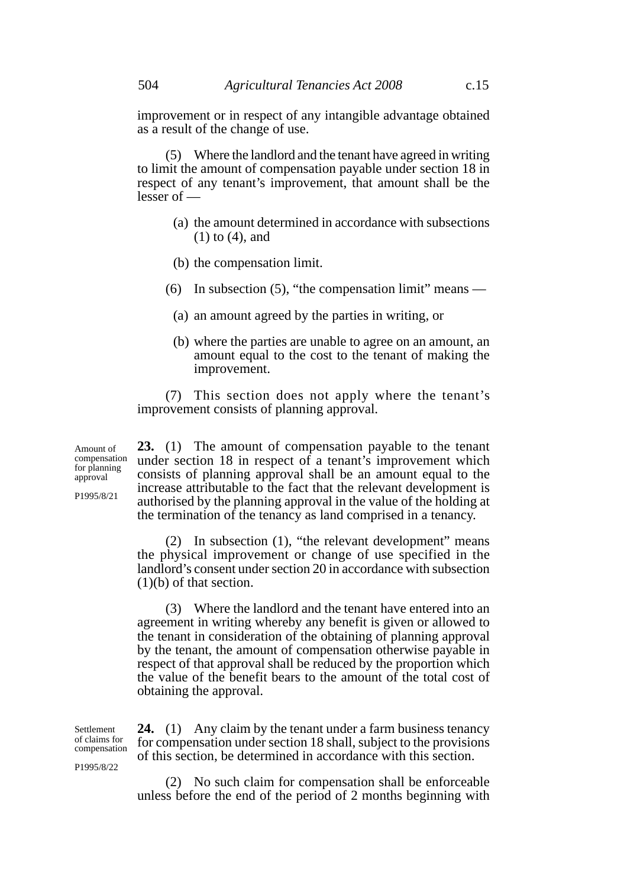improvement or in respect of any intangible advantage obtained as a result of the change of use.

(5) Where the landlord and the tenant have agreed in writing to limit the amount of compensation payable under section 18 in respect of any tenant's improvement, that amount shall be the lesser of —

(a) the amount determined in accordance with subsections (1) to (4), and

(b) the compensation limit.

(6) In subsection (5), "the compensation limit" means —

(a) an amount agreed by the parties in writing, or

(b) where the parties are unable to agree on an amount, an amount equal to the cost to the tenant of making the improvement.

(7) This section does not apply where the tenant's improvement consists of planning approval.

Amount of compensation for planning approval

P1995/8/21

**23.** (1) The amount of compensation payable to the tenant under section 18 in respect of a tenant's improvement which consists of planning approval shall be an amount equal to the increase attributable to the fact that the relevant development is authorised by the planning approval in the value of the holding at the termination of the tenancy as land comprised in a tenancy.

(2) In subsection (1), "the relevant development" means the physical improvement or change of use specified in the landlord's consent under section 20 in accordance with subsection (1)(b) of that section.

(3) Where the landlord and the tenant have entered into an agreement in writing whereby any benefit is given or allowed to the tenant in consideration of the obtaining of planning approval by the tenant, the amount of compensation otherwise payable in respect of that approval shall be reduced by the proportion which the value of the benefit bears to the amount of the total cost of obtaining the approval.

Settlement of claims for compensation

P1995/8/22

**24.** (1) Any claim by the tenant under a farm business tenancy for compensation under section 18 shall, subject to the provisions of this section, be determined in accordance with this section.

(2) No such claim for compensation shall be enforceable unless before the end of the period of 2 months beginning with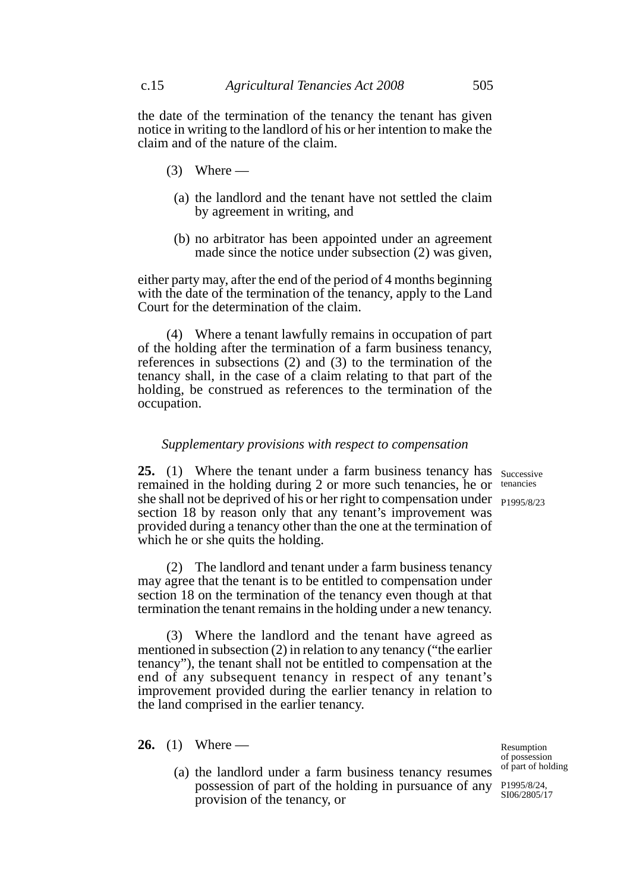the date of the termination of the tenancy the tenant has given notice in writing to the landlord of his or her intention to make the claim and of the nature of the claim.

(3) Where —

(a) the landlord and the tenant have not settled the claim by agreement in writing, and

(b) no arbitrator has been appointed under an agreement made since the notice under subsection (2) was given,

either party may, after the end of the period of 4 months beginning with the date of the termination of the tenancy, apply to the Land Court for the determination of the claim.

(4) Where a tenant lawfully remains in occupation of part of the holding after the termination of a farm business tenancy, references in subsections (2) and (3) to the termination of the tenancy shall, in the case of a claim relating to that part of the holding, be construed as references to the termination of the occupation.

*Supplementary provisions with respect to compensation*

Successive tenancies

P1995/8/23

**25.** (1) Where the tenant under a farm business tenancy has remained in the holding during 2 or more such tenancies, he or she shall not be deprived of his or her right to compensation under section 18 by reason only that any tenant's improvement was provided during a tenancy other than the one at the termination of which he or she quits the holding.

(2) The landlord and tenant under a farm business tenancy may agree that the tenant is to be entitled to compensation under section 18 on the termination of the tenancy even though at that termination the tenant remains in the holding under a new tenancy.

(3) Where the landlord and the tenant have agreed as mentioned in subsection (2) in relation to any tenancy ("the earlier tenancy"), the tenant shall not be entitled to compensation at the end of any subsequent tenancy in respect of any tenant's improvement provided during the earlier tenancy in relation to the land comprised in the earlier tenancy.

Resumption of possession of part of holding

P1995/8/24, SI06/2805/17

**26.** (1) Where —

(a) the landlord under a farm business tenancy resumes possession of part of the holding in pursuance of any provision of the tenancy, or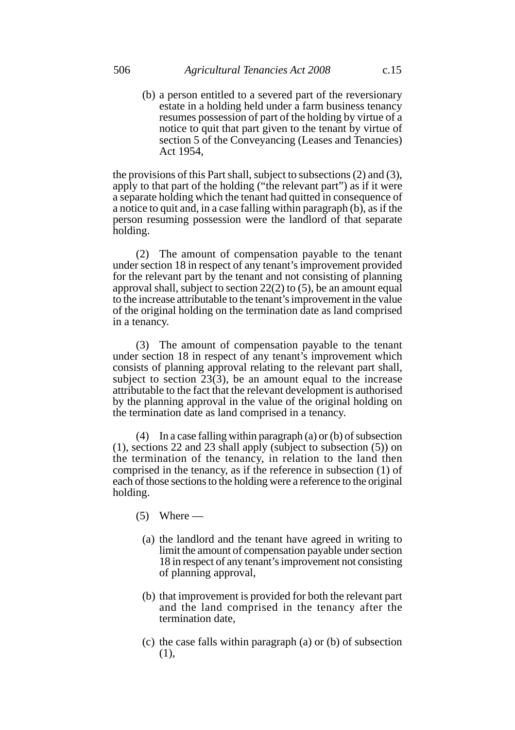(b) a person entitled to a severed part of the reversionary estate in a holding held under a farm business tenancy resumes possession of part of the holding by virtue of a notice to quit that part given to the tenant by virtue of section 5 of the Conveyancing (Leases and Tenancies) Act 1954,

the provisions of this Part shall, subject to subsections (2) and (3), apply to that part of the holding ("the relevant part") as if it were a separate holding which the tenant had quitted in consequence of a notice to quit and, in a case falling within paragraph (b), as if the person resuming possession were the landlord of that separate holding.

(2) The amount of compensation payable to the tenant under section 18 in respect of any tenant's improvement provided for the relevant part by the tenant and not consisting of planning approval shall, subject to section 22(2) to (5), be an amount equal to the increase attributable to the tenant's improvement in the value of the original holding on the termination date as land comprised in a tenancy.

(3) The amount of compensation payable to the tenant under section 18 in respect of any tenant's improvement which consists of planning approval relating to the relevant part shall, subject to section 23(3), be an amount equal to the increase attributable to the fact that the relevant development is authorised by the planning approval in the value of the original holding on the termination date as land comprised in a tenancy.

(4) In a case falling within paragraph (a) or (b) of subsection (1), sections 22 and 23 shall apply (subject to subsection (5)) on the termination of the tenancy, in relation to the land then comprised in the tenancy, as if the reference in subsection (1) of each of those sections to the holding were a reference to the original holding.

(5) Where —

(a) the landlord and the tenant have agreed in writing to limit the amount of compensation payable under section 18 in respect of any tenant's improvement not consisting of planning approval,

(b) that improvement is provided for both the relevant part and the land comprised in the tenancy after the termination date,

(c) the case falls within paragraph (a) or (b) of subsection (1),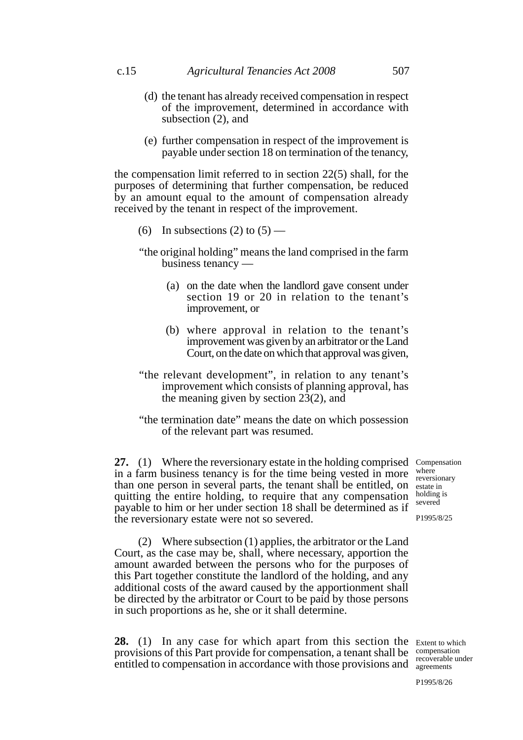(d) the tenant has already received compensation in respect of the improvement, determined in accordance with subsection (2), and

(e) further compensation in respect of the improvement is payable under section 18 on termination of the tenancy,

the compensation limit referred to in section 22(5) shall, for the purposes of determining that further compensation, be reduced by an amount equal to the amount of compensation already received by the tenant in respect of the improvement.

(6) In subsections (2) to (5) —

"the original holding" means the land comprised in the farm business tenancy —

(a) on the date when the landlord gave consent under section 19 or 20 in relation to the tenant's improvement, or

(b) where approval in relation to the tenant's improvement was given by an arbitrator or the Land Court, on the date on which that approval was given,

"the relevant development", in relation to any tenant's improvement which consists of planning approval, has the meaning given by section 23(2), and

"the termination date" means the date on which possession of the relevant part was resumed.

Compensation where reversionary estate in holding is severed

P1995/8/25

**27.** (1) Where the reversionary estate in the holding comprised in a farm business tenancy is for the time being vested in more than one person in several parts, the tenant shall be entitled, on quitting the entire holding, to require that any compensation payable to him or her under section 18 shall be determined as if the reversionary estate were not so severed.

(2) Where subsection (1) applies, the arbitrator or the Land Court, as the case may be, shall, where necessary, apportion the amount awarded between the persons who for the purposes of this Part together constitute the landlord of the holding, and any additional costs of the award caused by the apportionment shall be directed by the arbitrator or Court to be paid by those persons in such proportions as he, she or it shall determine.

Extent to which compensation recoverable under agreements

P1995/8/26

**28.** (1) In any case for which apart from this section the provisions of this Part provide for compensation, a tenant shall be entitled to compensation in accordance with those provisions and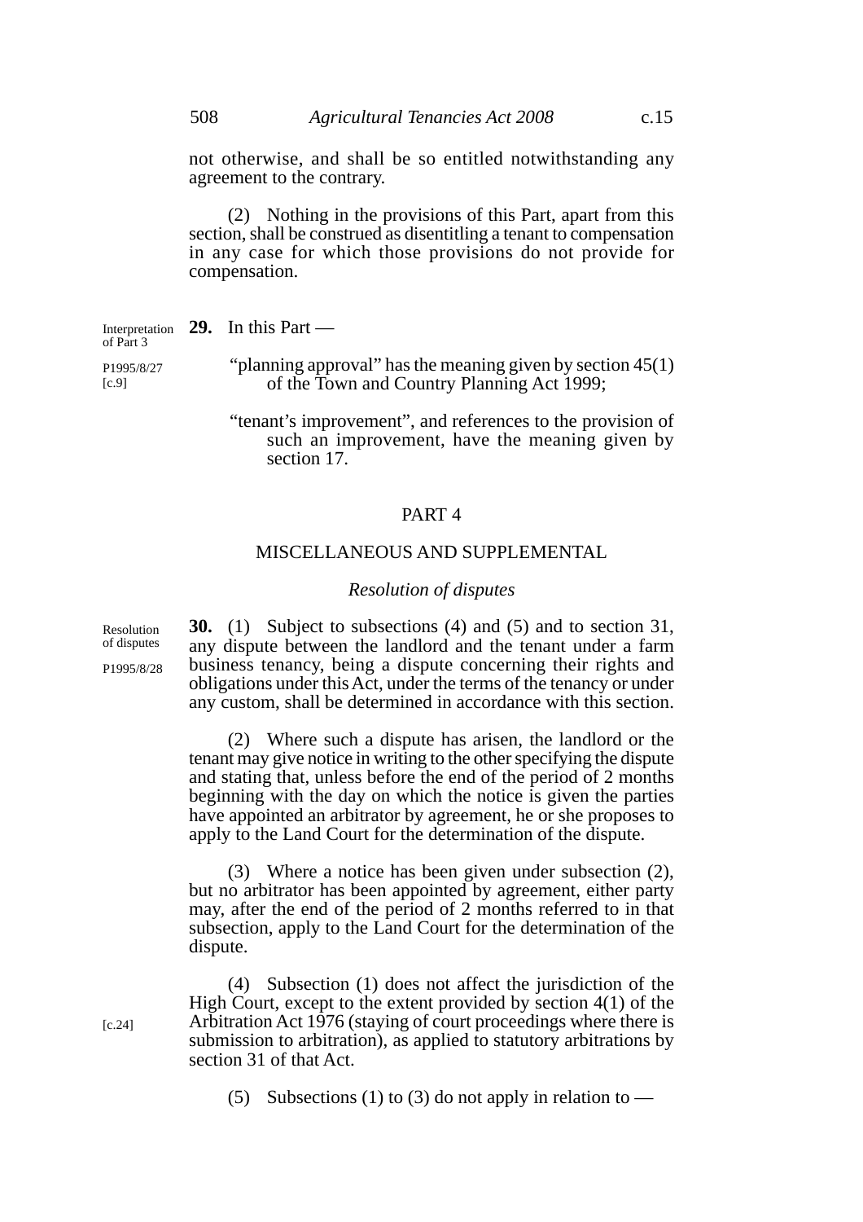not otherwise, and shall be so entitled notwithstanding any agreement to the contrary.

(2) Nothing in the provisions of this Part, apart from this section, shall be construed as disentitling a tenant to compensation in any case for which those provisions do not provide for compensation.

Interpretation of Part 3

P1995/8/27 [c.9]

**29.** In this Part —

"planning approval" has the meaning given by section 45(1) of the Town and Country Planning Act 1999;

"tenant's improvement", and references to the provision of such an improvement, have the meaning given by section 17.

## PART 4

## MISCELLANEOUS AND SUPPLEMENTAL

### *Resolution of disputes*

Resolution of disputes

P1995/8/28

**30.** (1) Subject to subsections (4) and (5) and to section 31, any dispute between the landlord and the tenant under a farm business tenancy, being a dispute concerning their rights and obligations under this Act, under the terms of the tenancy or under any custom, shall be determined in accordance with this section.

(2) Where such a dispute has arisen, the landlord or the tenant may give notice in writing to the other specifying the dispute and stating that, unless before the end of the period of 2 months beginning with the day on which the notice is given the parties have appointed an arbitrator by agreement, he or she proposes to apply to the Land Court for the determination of the dispute.

(3) Where a notice has been given under subsection (2), but no arbitrator has been appointed by agreement, either party may, after the end of the period of 2 months referred to in that subsection, apply to the Land Court for the determination of the dispute.

[c.24]

(4) Subsection (1) does not affect the jurisdiction of the High Court, except to the extent provided by section 4(1) of the Arbitration Act 1976 (staying of court proceedings where there is submission to arbitration), as applied to statutory arbitrations by section 31 of that Act.

(5) Subsections (1) to (3) do not apply in relation to —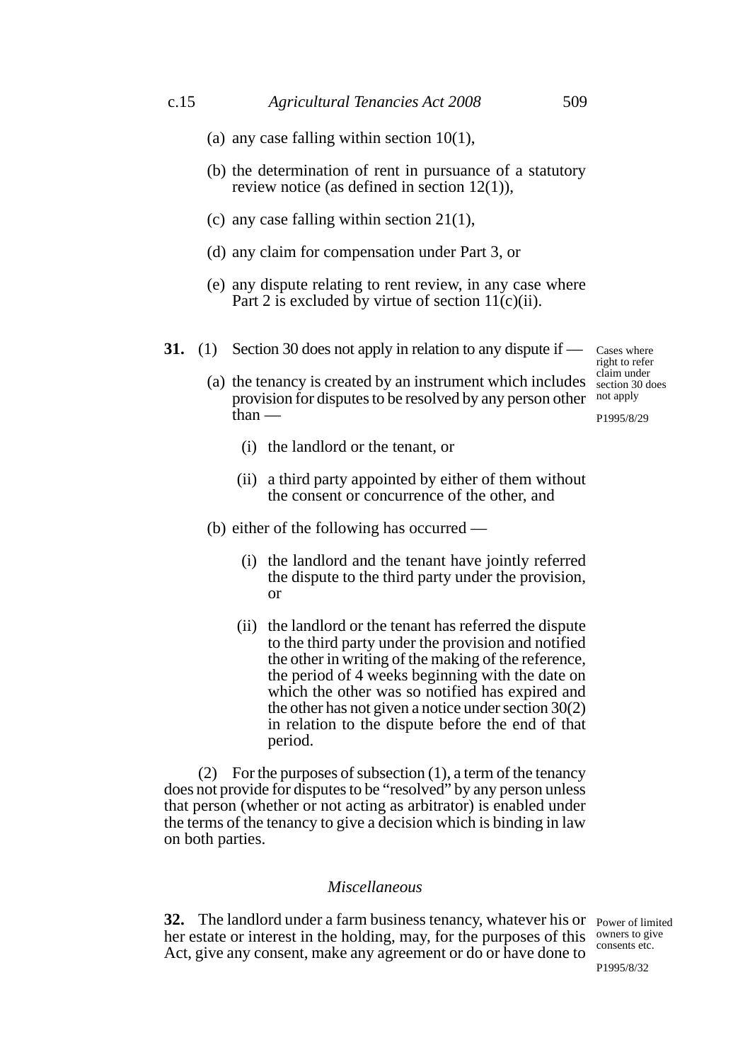(a) any case falling within section 10(1),

(b) the determination of rent in pursuance of a statutory review notice (as defined in section 12(1)),

(c) any case falling within section 21(1),

(d) any claim for compensation under Part 3, or

(e) any dispute relating to rent review, in any case where Part 2 is excluded by virtue of section 11(c)(ii).

Cases where right to refer claim under section 30 does not apply

P1995/8/29

**31.** (1) Section 30 does not apply in relation to any dispute if —

(a) the tenancy is created by an instrument which includes provision for disputes to be resolved by any person other than —

(i) the landlord or the tenant, or

(ii) a third party appointed by either of them without the consent or concurrence of the other, and

(b) either of the following has occurred —

(i) the landlord and the tenant have jointly referred the dispute to the third party under the provision, or

(ii) the landlord or the tenant has referred the dispute to the third party under the provision and notified the other in writing of the making of the reference, the period of 4 weeks beginning with the date on which the other was so notified has expired and the other has not given a notice under section 30(2) in relation to the dispute before the end of that period.

(2) For the purposes of subsection (1), a term of the tenancy does not provide for disputes to be "resolved" by any person unless that person (whether or not acting as arbitrator) is enabled under the terms of the tenancy to give a decision which is binding in law on both parties.

*Miscellaneous*

Power of limited owners to give consents etc.

P1995/8/32

**32.** The landlord under a farm business tenancy, whatever his or her estate or interest in the holding, may, for the purposes of this Act, give any consent, make any agreement or do or have done to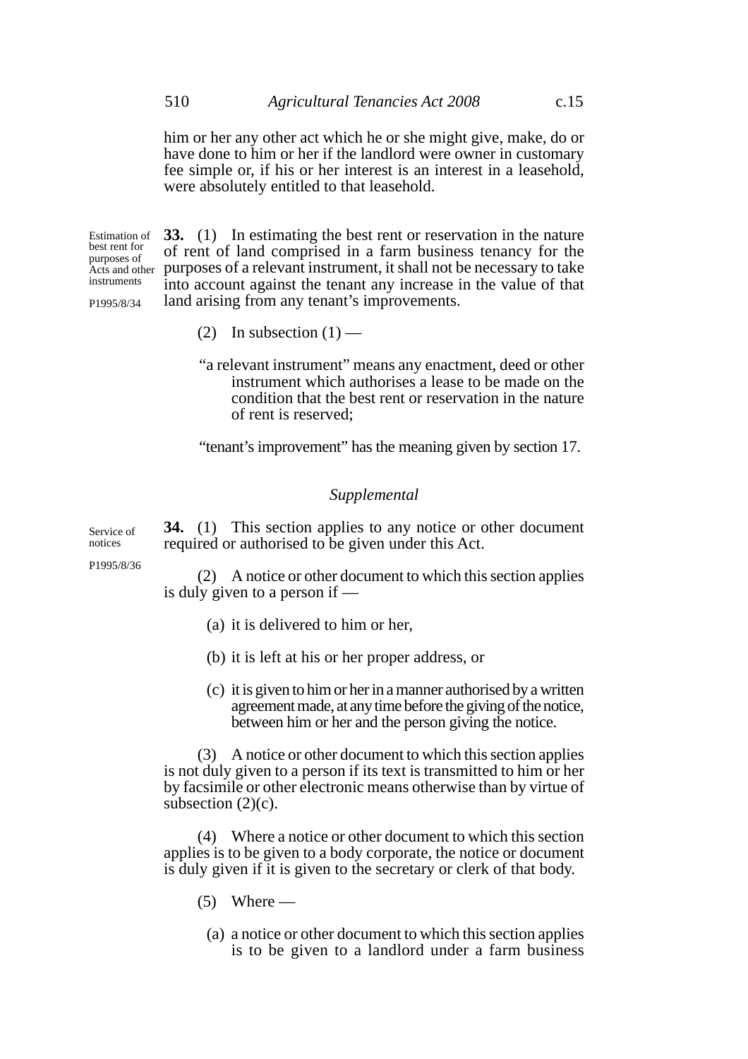him or her any other act which he or she might give, make, do or have done to him or her if the landlord were owner in customary fee simple or, if his or her interest is an interest in a leasehold, were absolutely entitled to that leasehold.

Estimation of best rent for purposes of Acts and other instruments

P1995/8/34

**33.** (1) In estimating the best rent or reservation in the nature of rent of land comprised in a farm business tenancy for the purposes of a relevant instrument, it shall not be necessary to take into account against the tenant any increase in the value of that land arising from any tenant's improvements.

(2) In subsection (1) —

"a relevant instrument" means any enactment, deed or other instrument which authorises a lease to be made on the condition that the best rent or reservation in the nature of rent is reserved;

"tenant's improvement" has the meaning given by section 17.

### *Supplemental*

Service of notices

P1995/8/36

**34.** (1) This section applies to any notice or other document required or authorised to be given under this Act.

(2) A notice or other document to which this section applies is duly given to a person if —

(a) it is delivered to him or her,

(b) it is left at his or her proper address, or

(c) it is given to him or her in a manner authorised by a written agreement made, at any time before the giving of the notice, between him or her and the person giving the notice.

(3) A notice or other document to which this section applies is not duly given to a person if its text is transmitted to him or her by facsimile or other electronic means otherwise than by virtue of subsection (2)(c).

(4) Where a notice or other document to which this section applies is to be given to a body corporate, the notice or document is duly given if it is given to the secretary or clerk of that body.

(5) Where —

(a) a notice or other document to which this section applies is to be given to a landlord under a farm business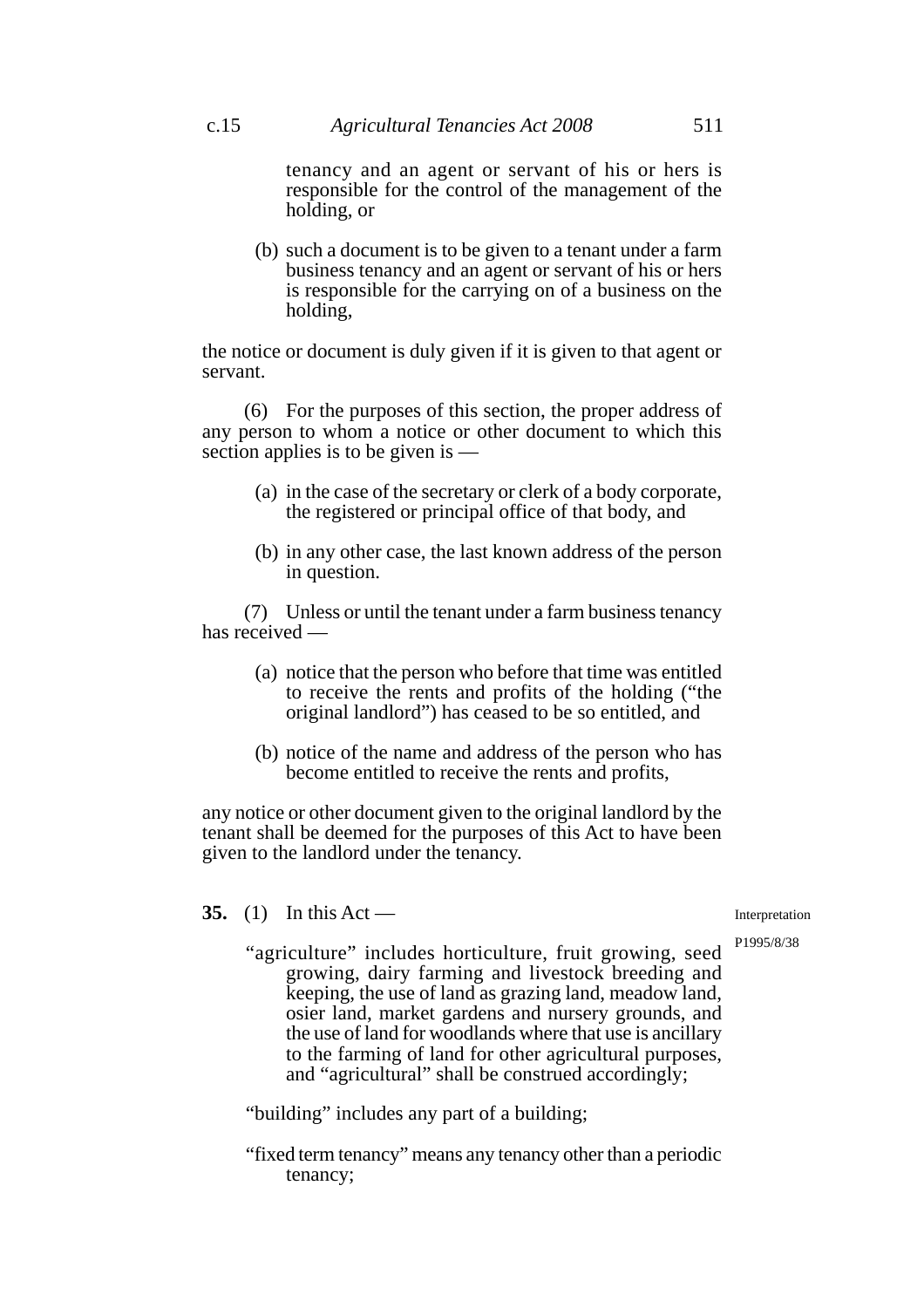tenancy and an agent or servant of his or hers is responsible for the control of the management of the holding, or

(b) such a document is to be given to a tenant under a farm business tenancy and an agent or servant of his or hers is responsible for the carrying on of a business on the holding,

the notice or document is duly given if it is given to that agent or servant.

(6) For the purposes of this section, the proper address of any person to whom a notice or other document to which this section applies is to be given is —

(a) in the case of the secretary or clerk of a body corporate, the registered or principal office of that body, and

(b) in any other case, the last known address of the person in question.

(7) Unless or until the tenant under a farm business tenancy has received —

(a) notice that the person who before that time was entitled to receive the rents and profits of the holding ("the original landlord") has ceased to be so entitled, and

(b) notice of the name and address of the person who has become entitled to receive the rents and profits,

any notice or other document given to the original landlord by the tenant shall be deemed for the purposes of this Act to have been given to the landlord under the tenancy.

Interpretation

P1995/8/38

**35.** (1) In this Act —

"agriculture" includes horticulture, fruit growing, seed growing, dairy farming and livestock breeding and keeping, the use of land as grazing land, meadow land, osier land, market gardens and nursery grounds, and the use of land for woodlands where that use is ancillary to the farming of land for other agricultural purposes, and "agricultural" shall be construed accordingly;

"building" includes any part of a building;

"fixed term tenancy" means any tenancy other than a periodic tenancy;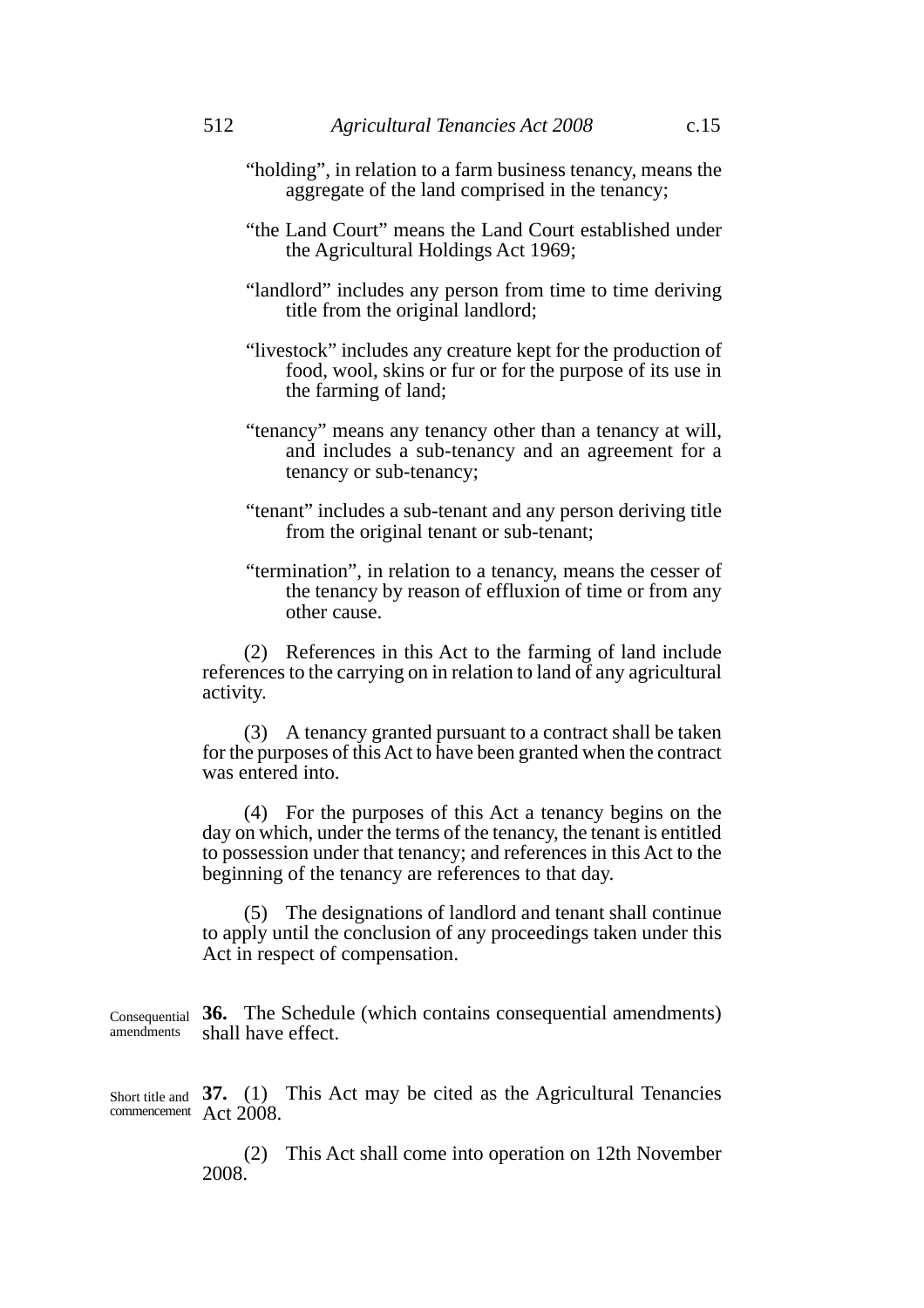"holding", in relation to a farm business tenancy, means the aggregate of the land comprised in the tenancy;

"the Land Court" means the Land Court established under the Agricultural Holdings Act 1969;

"landlord" includes any person from time to time deriving title from the original landlord;

"livestock" includes any creature kept for the production of food, wool, skins or fur or for the purpose of its use in the farming of land;

"tenancy" means any tenancy other than a tenancy at will, and includes a sub-tenancy and an agreement for a tenancy or sub-tenancy;

"tenant" includes a sub-tenant and any person deriving title from the original tenant or sub-tenant;

"termination", in relation to a tenancy, means the cesser of the tenancy by reason of effluxion of time or from any other cause.

(2) References in this Act to the farming of land include references to the carrying on in relation to land of any agricultural activity.

(3) A tenancy granted pursuant to a contract shall be taken for the purposes of this Act to have been granted when the contract was entered into.

(4) For the purposes of this Act a tenancy begins on the day on which, under the terms of the tenancy, the tenant is entitled to possession under that tenancy; and references in this Act to the beginning of the tenancy are references to that day.

(5) The designations of landlord and tenant shall continue to apply until the conclusion of any proceedings taken under this Act in respect of compensation.

Consequential amendments

**36.** The Schedule (which contains consequential amendments) shall have effect.

Short title and commencement

**37.** (1) This Act may be cited as the Agricultural Tenancies Act 2008.

(2) This Act shall come into operation on 12th November 2008.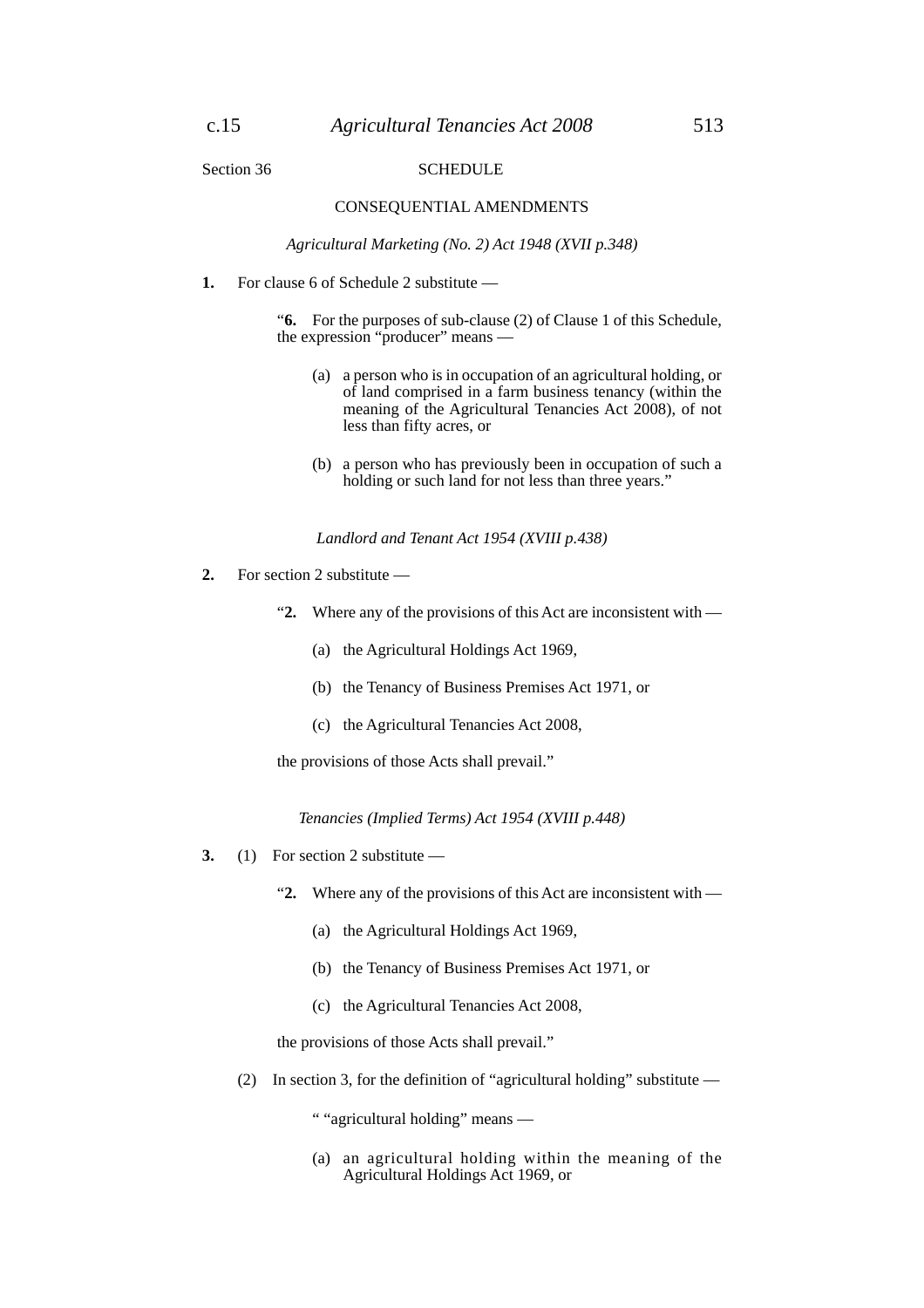Section 36

## SCHEDULE

## CONSEQUENTIAL AMENDMENTS

*Agricultural Marketing (No. 2) Act 1948 (XVII p.348)*

**1.** For clause 6 of Schedule 2 substitute —

> "**6.** For the purposes of sub-clause (2) of Clause 1 of this Schedule, the expression "producer" means —
>
> (a) a person who is in occupation of an agricultural holding, or of land comprised in a farm business tenancy (within the meaning of the Agricultural Tenancies Act 2008), of not less than fifty acres, or
>
> (b) a person who has previously been in occupation of such a holding or such land for not less than three years."

*Landlord and Tenant Act 1954 (XVIII p.438)*

**2.** For section 2 substitute —

> "**2.** Where any of the provisions of this Act are inconsistent with —
>
> (a) the Agricultural Holdings Act 1969,
>
> (b) the Tenancy of Business Premises Act 1971, or
>
> (c) the Agricultural Tenancies Act 2008,
>
> the provisions of those Acts shall prevail."

*Tenancies (Implied Terms) Act 1954 (XVIII p.448)*

**3.** (1) For section 2 substitute —

> "**2.** Where any of the provisions of this Act are inconsistent with —
>
> (a) the Agricultural Holdings Act 1969,
>
> (b) the Tenancy of Business Premises Act 1971, or
>
> (c) the Agricultural Tenancies Act 2008,
>
> the provisions of those Acts shall prevail."

(2) In section 3, for the definition of "agricultural holding" substitute —

> " "agricultural holding" means —
>
> (a) an agricultural holding within the meaning of the Agricultural Holdings Act 1969, or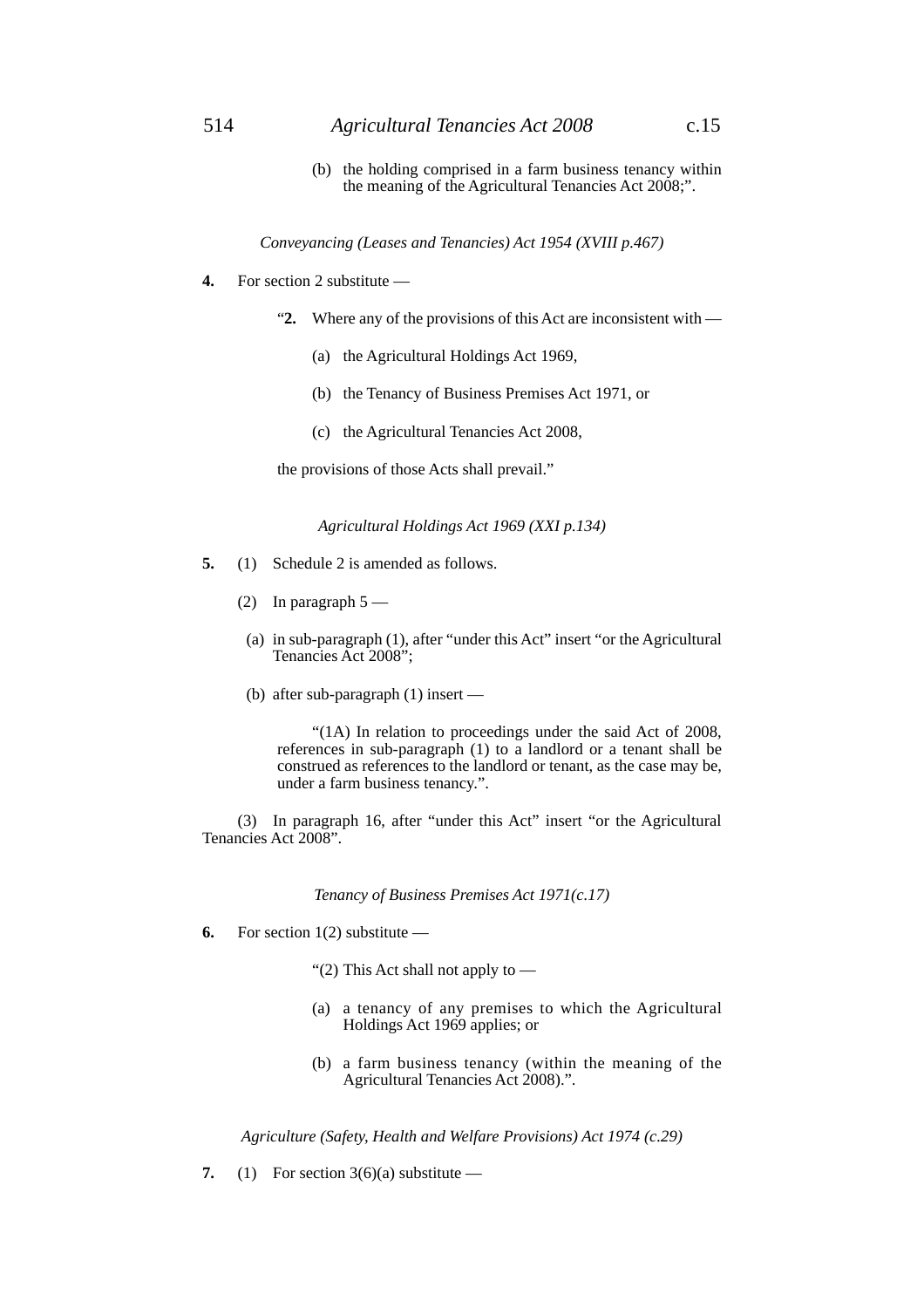(b) the holding comprised in a farm business tenancy within the meaning of the Agricultural Tenancies Act 2008;".

*Conveyancing (Leases and Tenancies) Act 1954 (XVIII p.467)*

**4.** For section 2 substitute —

"**2.** Where any of the provisions of this Act are inconsistent with —

(a) the Agricultural Holdings Act 1969,

(b) the Tenancy of Business Premises Act 1971, or

(c) the Agricultural Tenancies Act 2008,

the provisions of those Acts shall prevail."

*Agricultural Holdings Act 1969 (XXI p.134)*

**5.** (1) Schedule 2 is amended as follows.

(2) In paragraph 5 —

(a) in sub-paragraph (1), after "under this Act" insert "or the Agricultural Tenancies Act 2008";

(b) after sub-paragraph (1) insert —

"(1A) In relation to proceedings under the said Act of 2008, references in sub-paragraph (1) to a landlord or a tenant shall be construed as references to the landlord or tenant, as the case may be, under a farm business tenancy.".

(3) In paragraph 16, after "under this Act" insert "or the Agricultural Tenancies Act 2008".

*Tenancy of Business Premises Act 1971(c.17)*

**6.** For section 1(2) substitute —

"(2) This Act shall not apply to —

(a) a tenancy of any premises to which the Agricultural Holdings Act 1969 applies; or

(b) a farm business tenancy (within the meaning of the Agricultural Tenancies Act 2008).".

*Agriculture (Safety, Health and Welfare Provisions) Act 1974 (c.29)*

**7.** (1) For section 3(6)(a) substitute —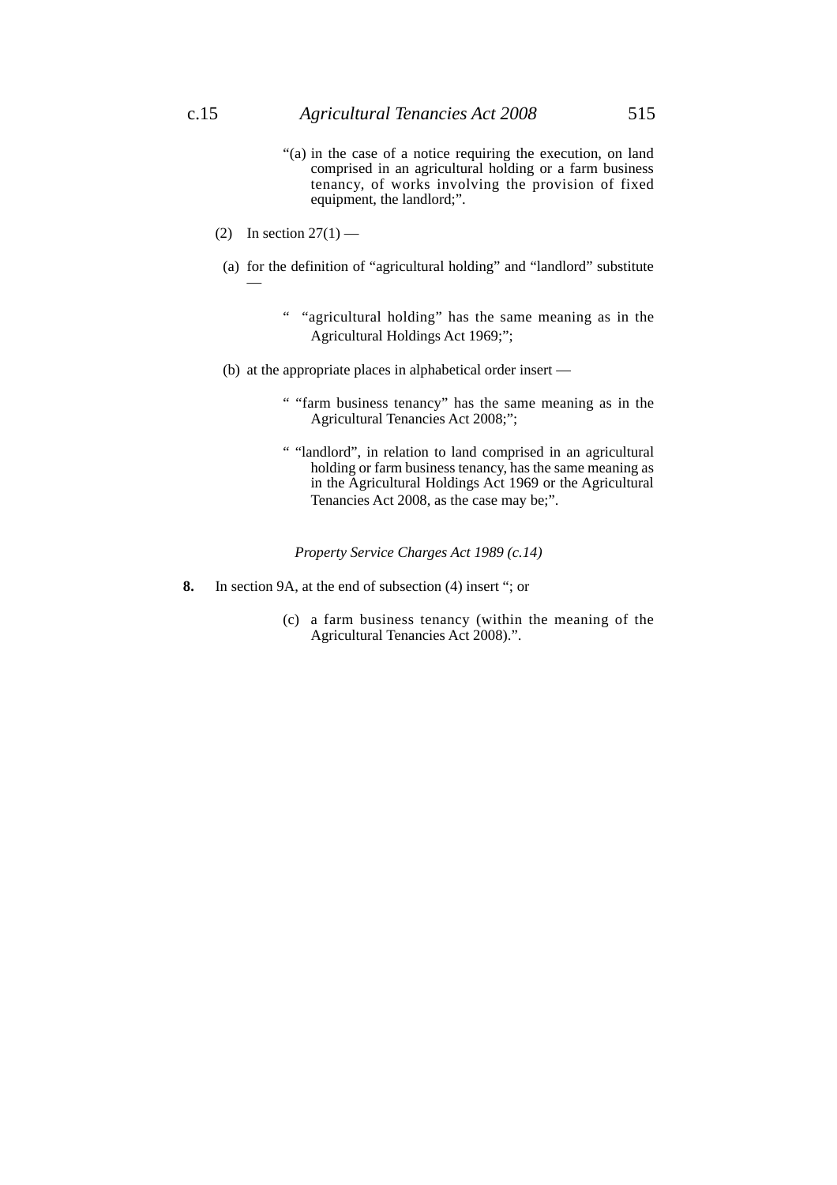“(a) in the case of a notice requiring the execution, on land comprised in an agricultural holding or a farm business tenancy, of works involving the provision of fixed equipment, the landlord;”.

(2) In section 27(1) —

(a) for the definition of “agricultural holding” and “landlord” substitute —

“ “agricultural holding” has the same meaning as in the Agricultural Holdings Act 1969;”;

(b) at the appropriate places in alphabetical order insert —

“ “farm business tenancy” has the same meaning as in the Agricultural Tenancies Act 2008;”;

“ “landlord”, in relation to land comprised in an agricultural holding or farm business tenancy, has the same meaning as in the Agricultural Holdings Act 1969 or the Agricultural Tenancies Act 2008, as the case may be;”.

*Property Service Charges Act 1989 (c.14)*

**8.** In section 9A, at the end of subsection (4) insert “; or

(c) a farm business tenancy (within the meaning of the Agricultural Tenancies Act 2008).”.